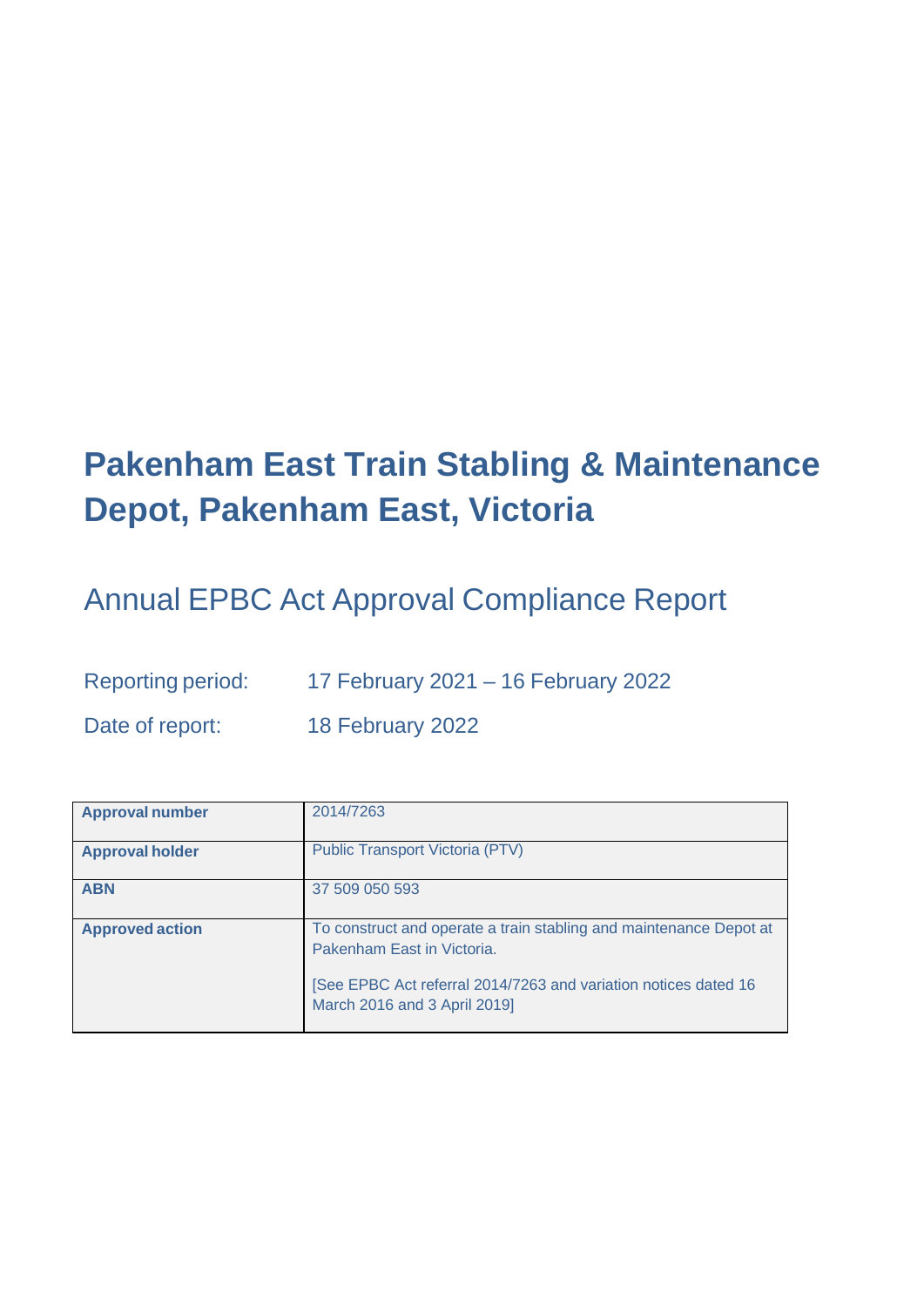# Pakenham East Train Stabling & Maintenance Depot, Pakenham East, Victoria

## Annual EPBC Act Approval Compliance Report

Reporting period: 17 February 2021 – 16 February 2022

Date of report: 18 February 2022

| | |
|---|---|
| **Approval number** | 2014/7263 |
| **Approval holder** | Public Transport Victoria (PTV) |
| **ABN** | 37 509 050 593 |
| **Approved action** | To construct and operate a train stabling and maintenance Depot at Pakenham East in Victoria.<br><br>[See EPBC Act referral 2014/7263 and variation notices dated 16 March 2016 and 3 April 2019] |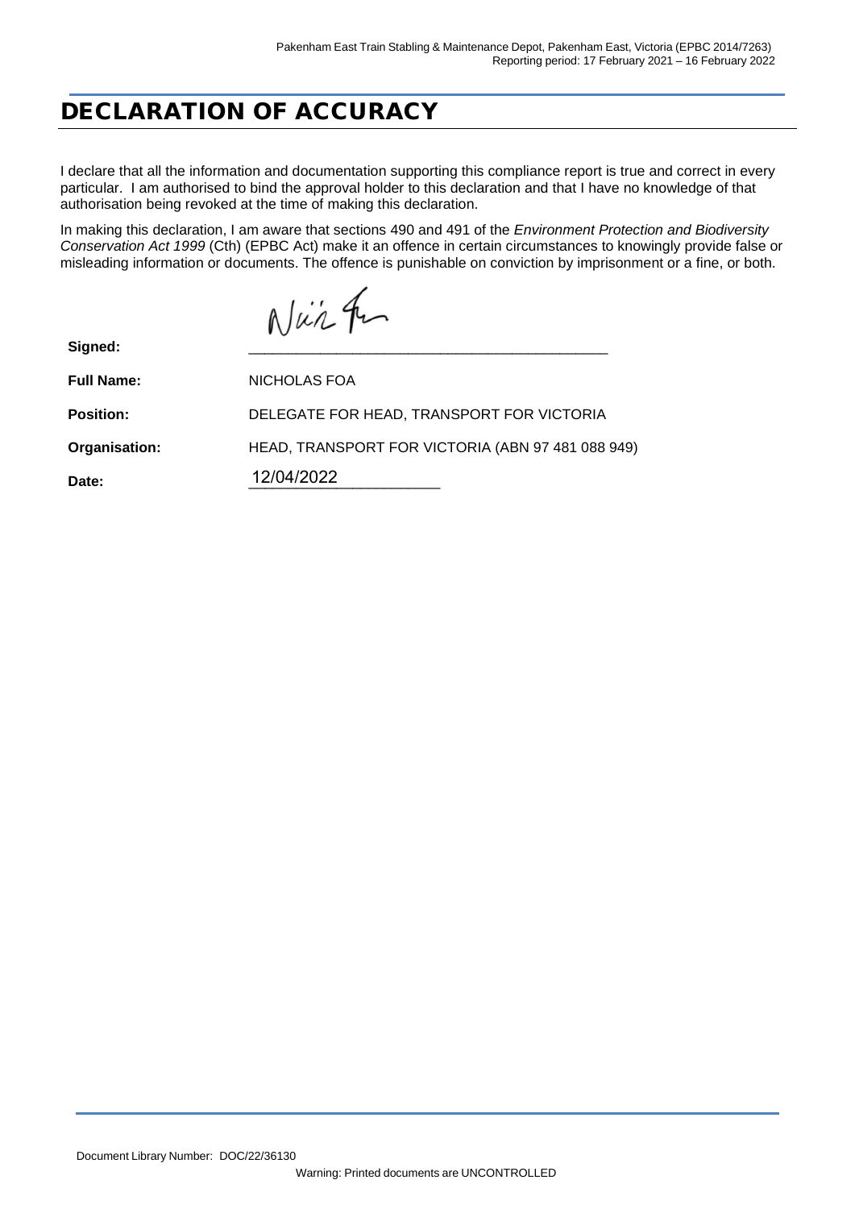# DECLARATION OF ACCURACY

I declare that all the information and documentation supporting this compliance report is true and correct in every particular. I am authorised to bind the approval holder to this declaration and that I have no knowledge of that authorisation being revoked at the time of making this declaration.

In making this declaration, I am aware that sections 490 and 491 of the *Environment Protection and Biodiversity Conservation Act 1999* (Cth) (EPBC Act) make it an offence in certain circumstances to knowingly provide false or misleading information or documents. The offence is punishable on conviction by imprisonment or a fine, or both.

| | |
|---|---|
| **Signed:** | ___________________________________________ |
| **Full Name:** | NICHOLAS FOA |
| **Position:** | DELEGATE FOR HEAD, TRANSPORT FOR VICTORIA |
| **Organisation:** | HEAD, TRANSPORT FOR VICTORIA (ABN 97 481 088 949) |
| **Date:** | 12/04/2022 |

Document Library Number: DOC/22/36130

Warning: Printed documents are UNCONTROLLED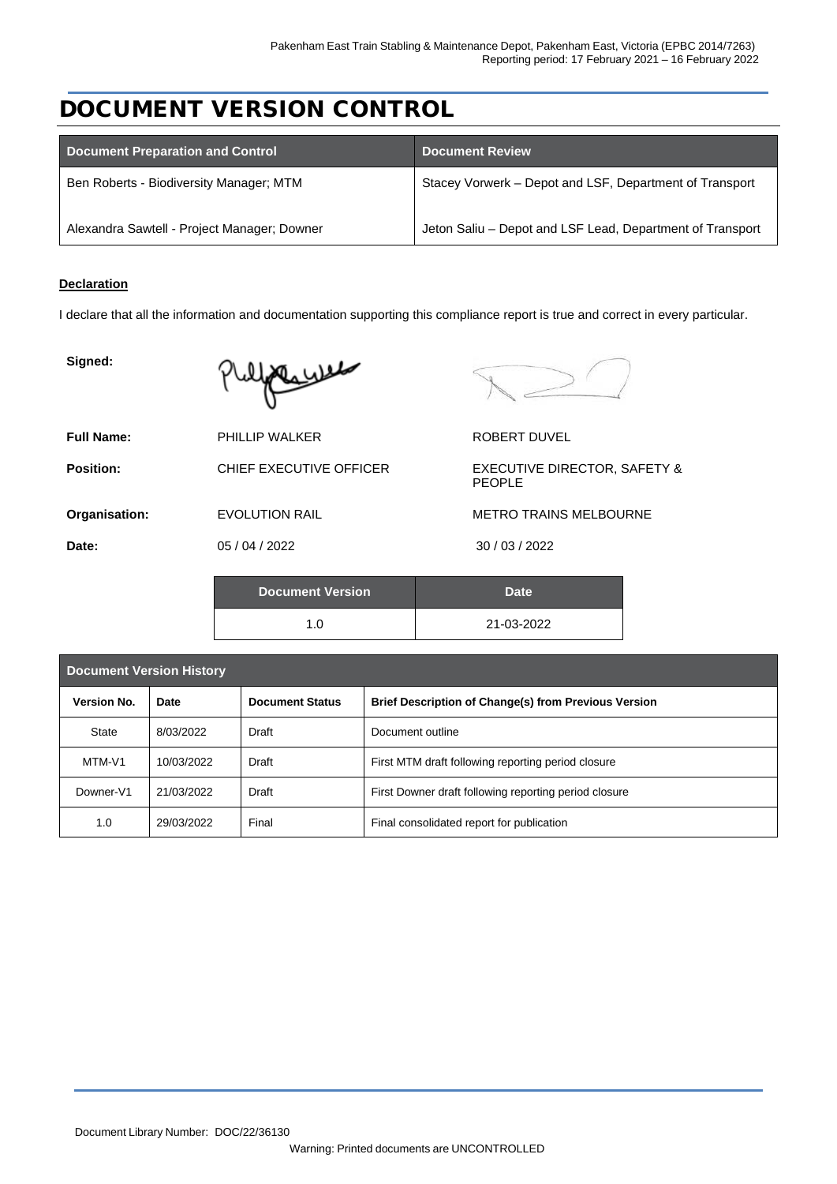# DOCUMENT VERSION CONTROL

| Document Preparation and Control | Document Review |
| --- | --- |
| Ben Roberts - Biodiversity Manager; MTM | Stacey Vorwerk – Depot and LSF, Department of Transport |
| Alexandra Sawtell - Project Manager; Downer | Jeton Saliu – Depot and LSF Lead, Department of Transport |

**Declaration**

I declare that all the information and documentation supporting this compliance report is true and correct in every particular.

| | | |
| --- | --- | --- |
| **Signed:** | | |
| **Full Name:** | PHILLIP WALKER | ROBERT DUVEL |
| **Position:** | CHIEF EXECUTIVE OFFICER | EXECUTIVE DIRECTOR, SAFETY & PEOPLE |
| **Organisation:** | EVOLUTION RAIL | METRO TRAINS MELBOURNE |
| **Date:** | 05 / 04 / 2022 | 30 / 03 / 2022 |

| Document Version | Date |
| --- | --- |
| 1.0 | 21-03-2022 |

| Document Version History | | | |
| --- | --- | --- | --- |
| **Version No.** | **Date** | **Document Status** | **Brief Description of Change(s) from Previous Version** |
| State | 8/03/2022 | Draft | Document outline |
| MTM-V1 | 10/03/2022 | Draft | First MTM draft following reporting period closure |
| Downer-V1 | 21/03/2022 | Draft | First Downer draft following reporting period closure |
| 1.0 | 29/03/2022 | Final | Final consolidated report for publication |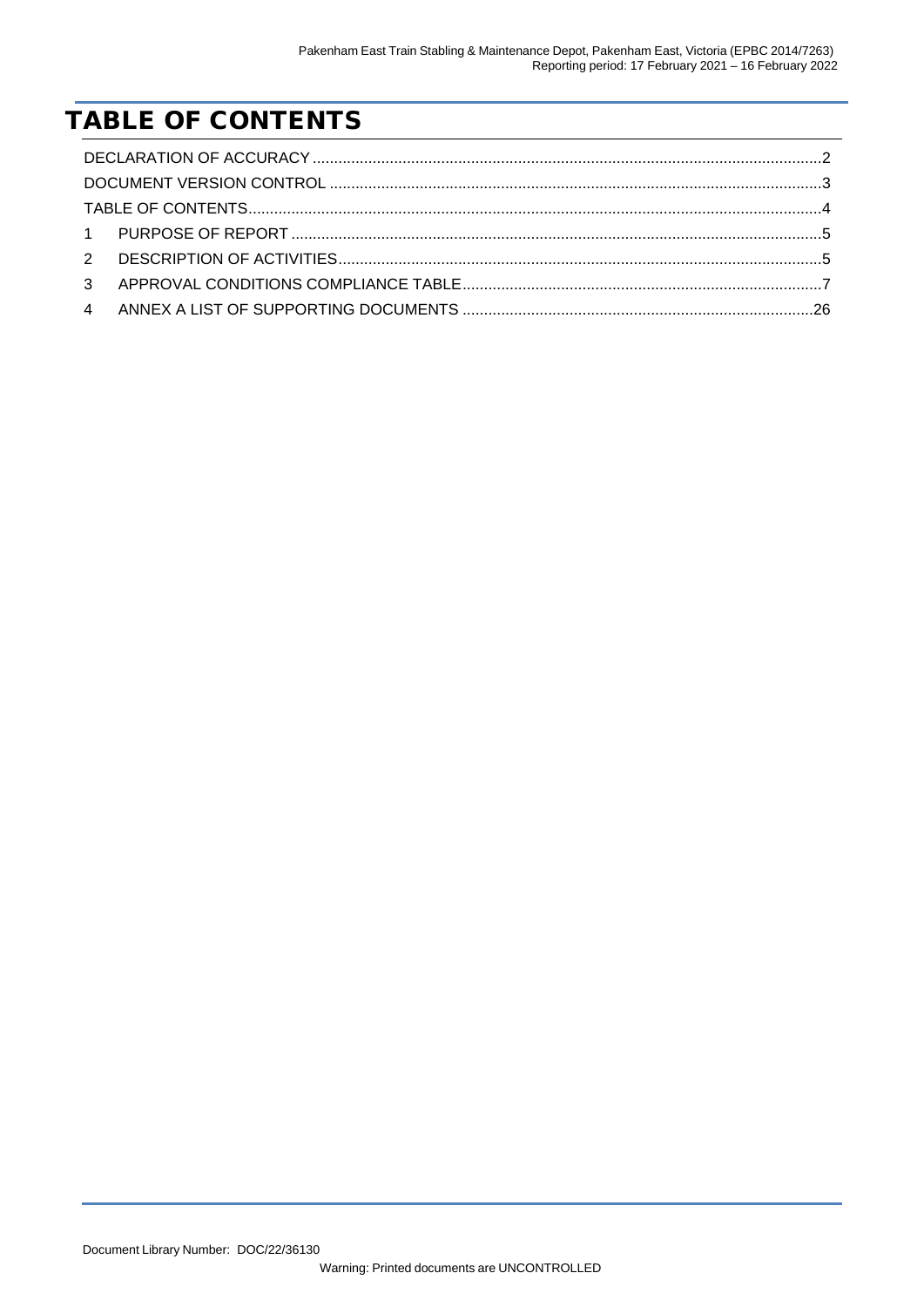# TABLE OF CONTENTS

DECLARATION OF ACCURACY ..... 2

DOCUMENT VERSION CONTROL ..... 3

TABLE OF CONTENTS ..... 4

1 PURPOSE OF REPORT ..... 5

2 DESCRIPTION OF ACTIVITIES ..... 5

3 APPROVAL CONDITIONS COMPLIANCE TABLE ..... 7

4 ANNEX A LIST OF SUPPORTING DOCUMENTS ..... 26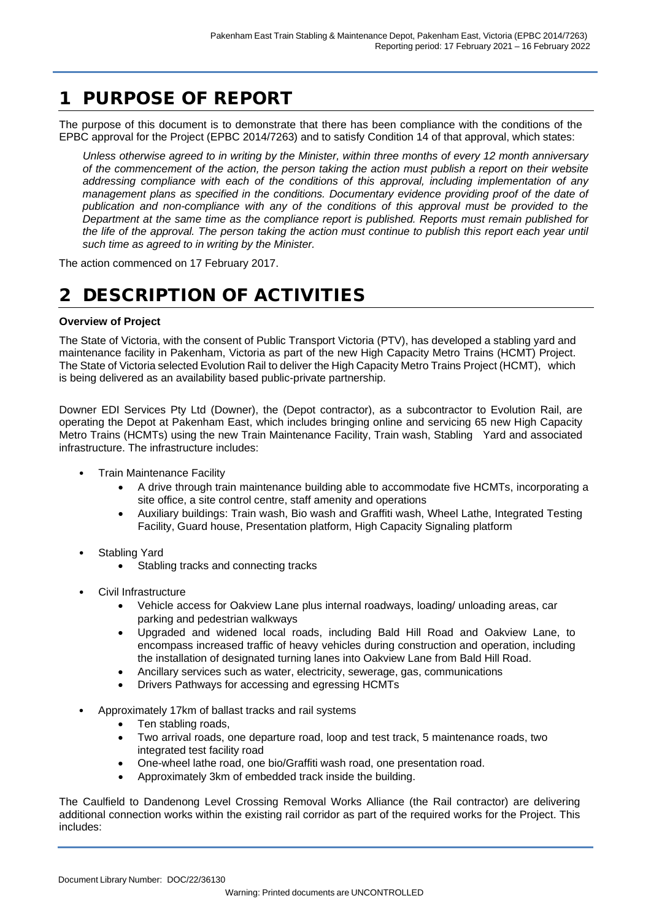# 1 PURPOSE OF REPORT

The purpose of this document is to demonstrate that there has been compliance with the conditions of the EPBC approval for the Project (EPBC 2014/7263) and to satisfy Condition 14 of that approval, which states:

*Unless otherwise agreed to in writing by the Minister, within three months of every 12 month anniversary of the commencement of the action, the person taking the action must publish a report on their website addressing compliance with each of the conditions of this approval, including implementation of any management plans as specified in the conditions. Documentary evidence providing proof of the date of publication and non-compliance with any of the conditions of this approval must be provided to the Department at the same time as the compliance report is published. Reports must remain published for the life of the approval. The person taking the action must continue to publish this report each year until such time as agreed to in writing by the Minister.*

The action commenced on 17 February 2017.

# 2 DESCRIPTION OF ACTIVITIES

**Overview of Project**

The State of Victoria, with the consent of Public Transport Victoria (PTV), has developed a stabling yard and maintenance facility in Pakenham, Victoria as part of the new High Capacity Metro Trains (HCMT) Project. The State of Victoria selected Evolution Rail to deliver the High Capacity Metro Trains Project (HCMT), which is being delivered as an availability based public-private partnership.

Downer EDI Services Pty Ltd (Downer), the (Depot contractor), as a subcontractor to Evolution Rail, are operating the Depot at Pakenham East, which includes bringing online and servicing 65 new High Capacity Metro Trains (HCMTs) using the new Train Maintenance Facility, Train wash, Stabling Yard and associated infrastructure. The infrastructure includes:

- Train Maintenance Facility
  - A drive through train maintenance building able to accommodate five HCMTs, incorporating a site office, a site control centre, staff amenity and operations
  - Auxiliary buildings: Train wash, Bio wash and Graffiti wash, Wheel Lathe, Integrated Testing Facility, Guard house, Presentation platform, High Capacity Signaling platform
- Stabling Yard
  - Stabling tracks and connecting tracks
- Civil Infrastructure
  - Vehicle access for Oakview Lane plus internal roadways, loading/ unloading areas, car parking and pedestrian walkways
  - Upgraded and widened local roads, including Bald Hill Road and Oakview Lane, to encompass increased traffic of heavy vehicles during construction and operation, including the installation of designated turning lanes into Oakview Lane from Bald Hill Road.
  - Ancillary services such as water, electricity, sewerage, gas, communications
  - Drivers Pathways for accessing and egressing HCMTs
- Approximately 17km of ballast tracks and rail systems
  - Ten stabling roads,
  - Two arrival roads, one departure road, loop and test track, 5 maintenance roads, two integrated test facility road
  - One-wheel lathe road, one bio/Graffiti wash road, one presentation road.
  - Approximately 3km of embedded track inside the building.

The Caulfield to Dandenong Level Crossing Removal Works Alliance (the Rail contractor) are delivering additional connection works within the existing rail corridor as part of the required works for the Project. This includes: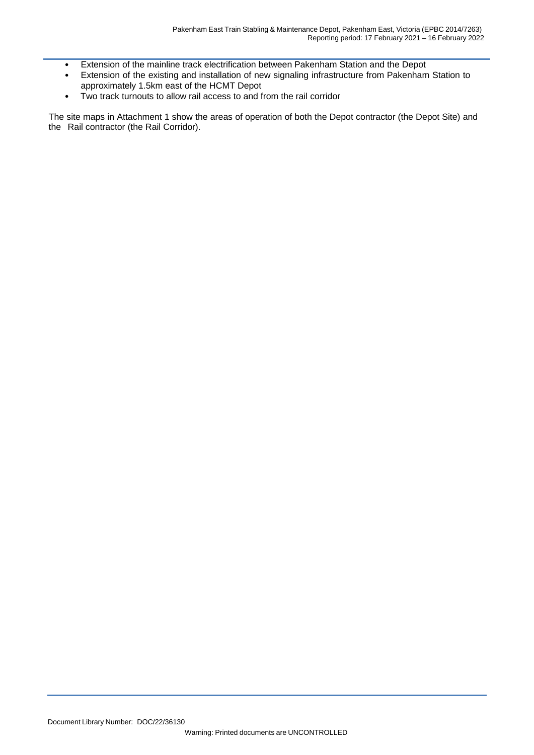- Extension of the mainline track electrification between Pakenham Station and the Depot
- Extension of the existing and installation of new signaling infrastructure from Pakenham Station to approximately 1.5km east of the HCMT Depot
- Two track turnouts to allow rail access to and from the rail corridor

The site maps in Attachment 1 show the areas of operation of both the Depot contractor (the Depot Site) and the Rail contractor (the Rail Corridor).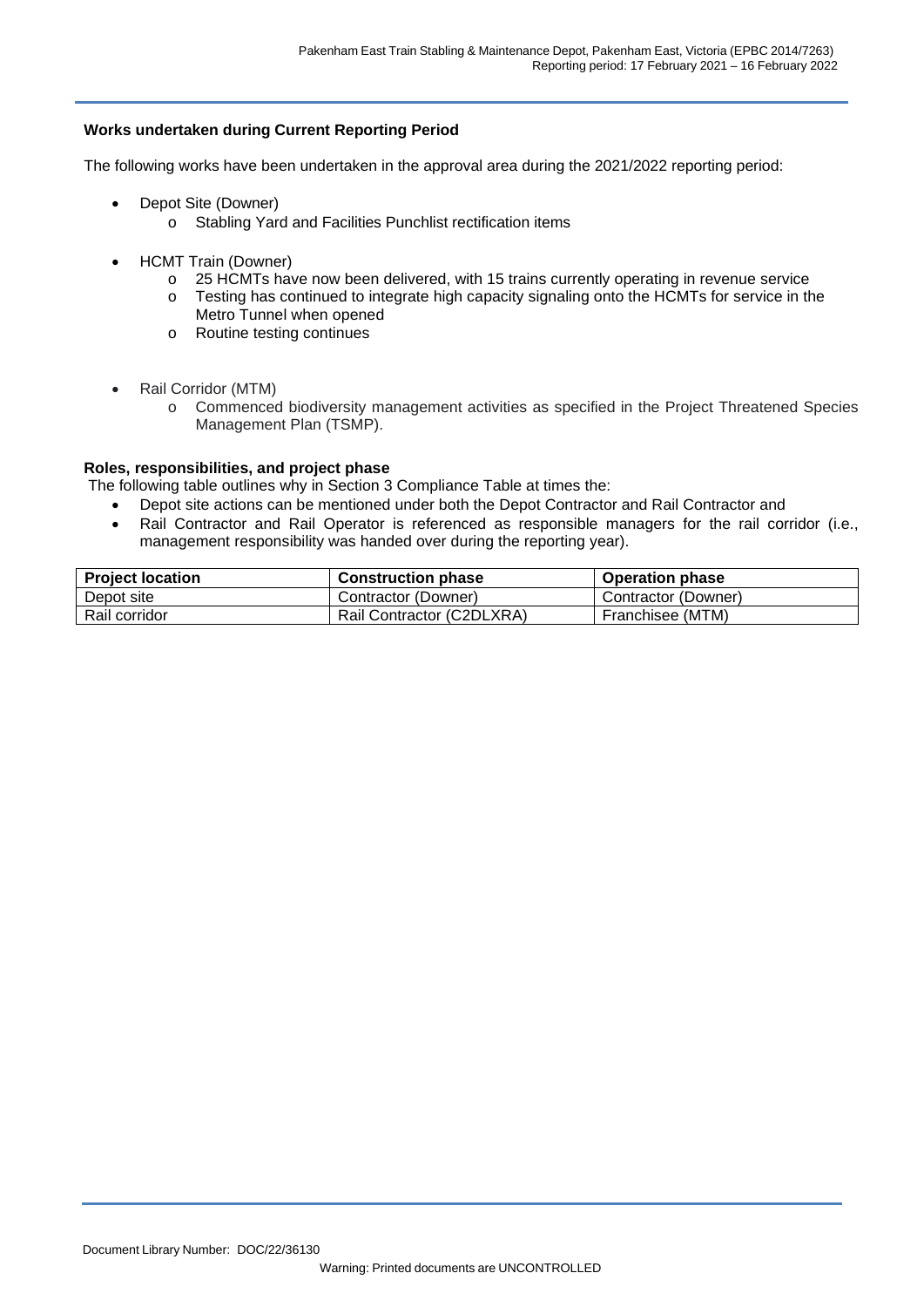**Works undertaken during Current Reporting Period**

The following works have been undertaken in the approval area during the 2021/2022 reporting period:

- Depot Site (Downer)
  - Stabling Yard and Facilities Punchlist rectification items
- HCMT Train (Downer)
  - 25 HCMTs have now been delivered, with 15 trains currently operating in revenue service
  - Testing has continued to integrate high capacity signaling onto the HCMTs for service in the Metro Tunnel when opened
  - Routine testing continues
- Rail Corridor (MTM)
  - Commenced biodiversity management activities as specified in the Project Threatened Species Management Plan (TSMP).

**Roles, responsibilities, and project phase**

The following table outlines why in Section 3 Compliance Table at times the:

- Depot site actions can be mentioned under both the Depot Contractor and Rail Contractor and
- Rail Contractor and Rail Operator is referenced as responsible managers for the rail corridor (i.e., management responsibility was handed over during the reporting year).

| Project location | Construction phase | Operation phase |
|---|---|---|
| Depot site | Contractor (Downer) | Contractor (Downer) |
| Rail corridor | Rail Contractor (C2DLXRA) | Franchisee (MTM) |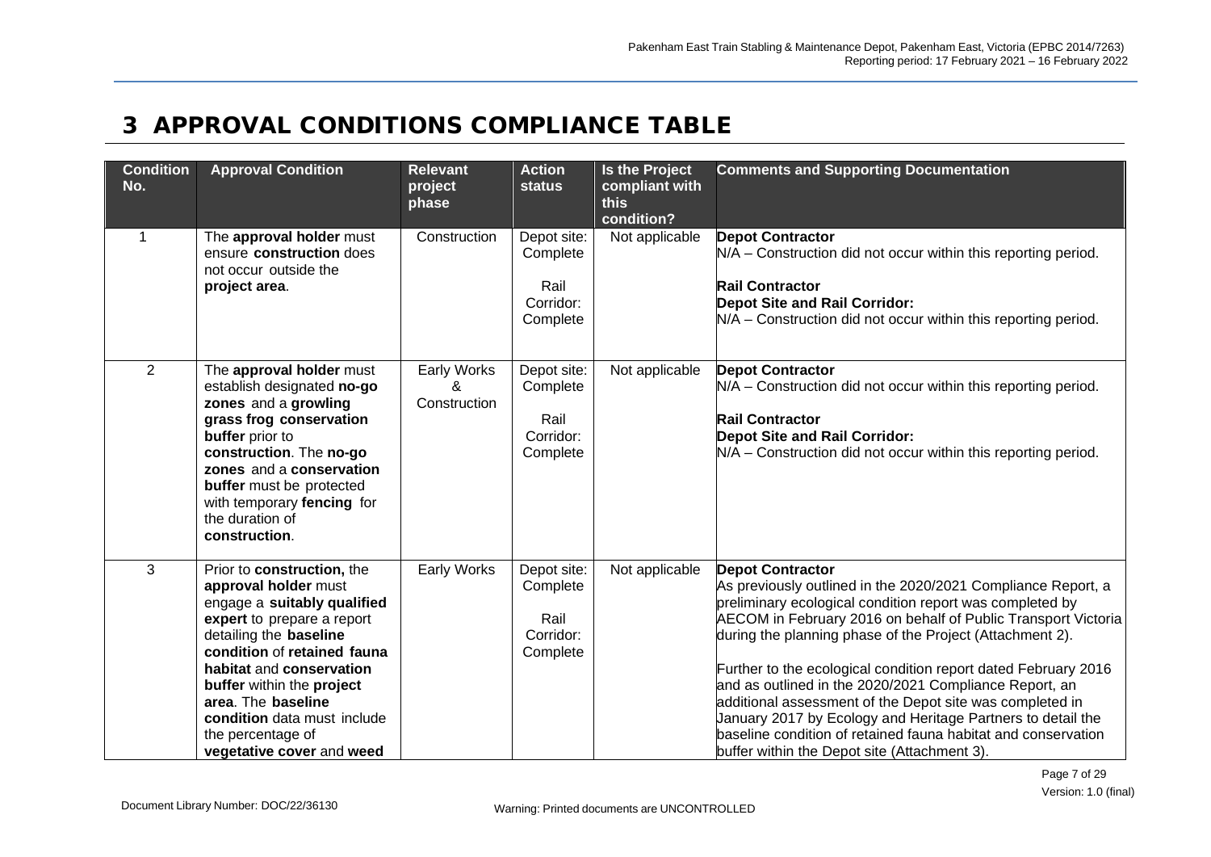# 3 APPROVAL CONDITIONS COMPLIANCE TABLE

| Condition No. | Approval Condition | Relevant project phase | Action status | Is the Project compliant with this condition? | Comments and Supporting Documentation |
|---|---|---|---|---|---|
| 1 | The **approval holder** must ensure **construction** does not occur outside the **project area**. | Construction | Depot site: Complete<br><br>Rail Corridor: Complete | Not applicable | **Depot Contractor**<br>N/A – Construction did not occur within this reporting period.<br><br>**Rail Contractor**<br>**Depot Site and Rail Corridor:**<br>N/A – Construction did not occur within this reporting period. |
| 2 | The **approval holder** must establish designated **no-go zones** and a **growling grass frog conservation buffer** prior to **construction**. The **no-go zones** and a **conservation buffer** must be protected with temporary **fencing** for the duration of **construction**. | Early Works & Construction | Depot site: Complete<br><br>Rail Corridor: Complete | Not applicable | **Depot Contractor**<br>N/A – Construction did not occur within this reporting period.<br><br>**Rail Contractor**<br>**Depot Site and Rail Corridor:**<br>N/A – Construction did not occur within this reporting period. |
| 3 | Prior to **construction,** the **approval holder** must engage a **suitably qualified expert** to prepare a report detailing the **baseline condition** of **retained fauna habitat** and **conservation buffer** within the **project area**. The **baseline condition** data must include the percentage of **vegetative cover** and **weed** | Early Works | Depot site: Complete<br><br>Rail Corridor: Complete | Not applicable | **Depot Contractor**<br>As previously outlined in the 2020/2021 Compliance Report, a preliminary ecological condition report was completed by AECOM in February 2016 on behalf of Public Transport Victoria during the planning phase of the Project (Attachment 2).<br><br>Further to the ecological condition report dated February 2016 and as outlined in the 2020/2021 Compliance Report, an additional assessment of the Depot site was completed in January 2017 by Ecology and Heritage Partners to detail the baseline condition of retained fauna habitat and conservation buffer within the Depot site (Attachment 3). |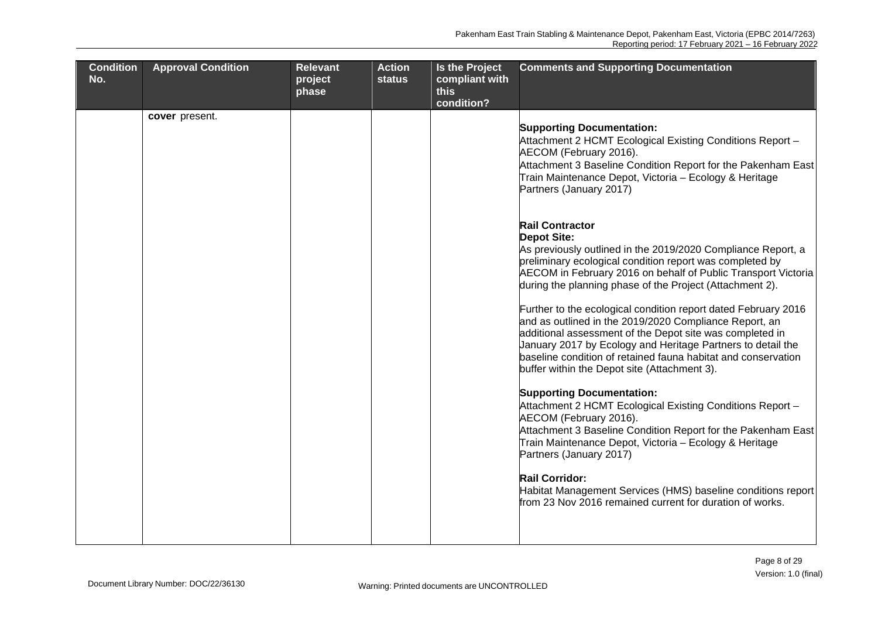| Condition No. | Approval Condition | Relevant project phase | Action status | Is the Project compliant with this condition? | Comments and Supporting Documentation |
|---|---|---|---|---|---|
| | **cover** present. | | | | **Supporting Documentation:**<br>Attachment 2 HCMT Ecological Existing Conditions Report – AECOM (February 2016).<br>Attachment 3 Baseline Condition Report for the Pakenham East Train Maintenance Depot, Victoria – Ecology & Heritage Partners (January 2017)<br><br>**Rail Contractor**<br>**Depot Site:**<br>As previously outlined in the 2019/2020 Compliance Report, a preliminary ecological condition report was completed by AECOM in February 2016 on behalf of Public Transport Victoria during the planning phase of the Project (Attachment 2).<br><br>Further to the ecological condition report dated February 2016 and as outlined in the 2019/2020 Compliance Report, an additional assessment of the Depot site was completed in January 2017 by Ecology and Heritage Partners to detail the baseline condition of retained fauna habitat and conservation buffer within the Depot site (Attachment 3).<br><br>**Supporting Documentation:**<br>Attachment 2 HCMT Ecological Existing Conditions Report – AECOM (February 2016).<br>Attachment 3 Baseline Condition Report for the Pakenham East Train Maintenance Depot, Victoria – Ecology & Heritage Partners (January 2017)<br><br>**Rail Corridor:**<br>Habitat Management Services (HMS) baseline conditions report from 23 Nov 2016 remained current for duration of works. |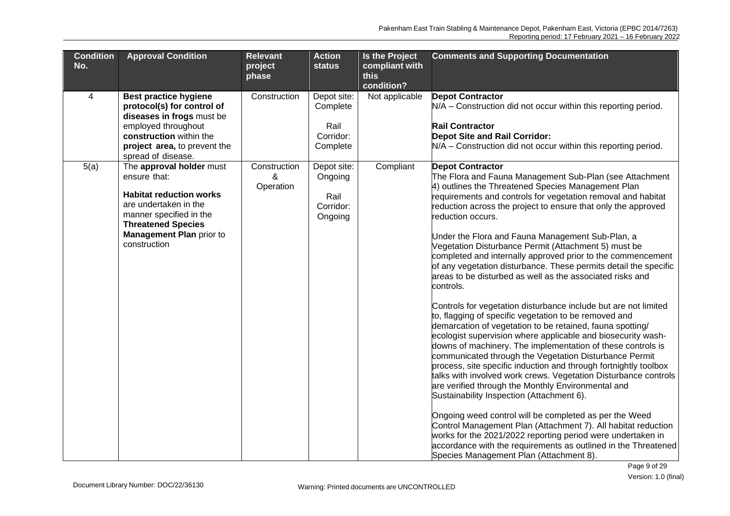| Condition No. | Approval Condition | Relevant project phase | Action status | Is the Project compliant with this condition? | Comments and Supporting Documentation |
|---|---|---|---|---|---|
| 4 | **Best practice hygiene protocol(s) for control of diseases in frogs** must be employed throughout **construction** within the **project area,** to prevent the spread of disease. | Construction | Depot site: Complete<br><br>Rail Corridor: Complete | Not applicable | **Depot Contractor**<br>N/A – Construction did not occur within this reporting period.<br><br>**Rail Contractor**<br>**Depot Site and Rail Corridor:**<br>N/A – Construction did not occur within this reporting period. |
| 5(a) | The **approval holder** must ensure that:<br><br>**Habitat reduction works** are undertaken in the manner specified in the **Threatened Species Management Plan** prior to construction | Construction & Operation | Depot site: Ongoing<br><br>Rail Corridor: Ongoing | Compliant | **Depot Contractor**<br>The Flora and Fauna Management Sub-Plan (see Attachment 4) outlines the Threatened Species Management Plan requirements and controls for vegetation removal and habitat reduction across the project to ensure that only the approved reduction occurs.<br><br>Under the Flora and Fauna Management Sub-Plan, a Vegetation Disturbance Permit (Attachment 5) must be completed and internally approved prior to the commencement of any vegetation disturbance. These permits detail the specific areas to be disturbed as well as the associated risks and controls.<br><br>Controls for vegetation disturbance include but are not limited to, flagging of specific vegetation to be removed and demarcation of vegetation to be retained, fauna spotting/ ecologist supervision where applicable and biosecurity wash-downs of machinery. The implementation of these controls is communicated through the Vegetation Disturbance Permit process, site specific induction and through fortnightly toolbox talks with involved work crews. Vegetation Disturbance controls are verified through the Monthly Environmental and Sustainability Inspection (Attachment 6).<br><br>Ongoing weed control will be completed as per the Weed Control Management Plan (Attachment 7). All habitat reduction works for the 2021/2022 reporting period were undertaken in accordance with the requirements as outlined in the Threatened Species Management Plan (Attachment 8). |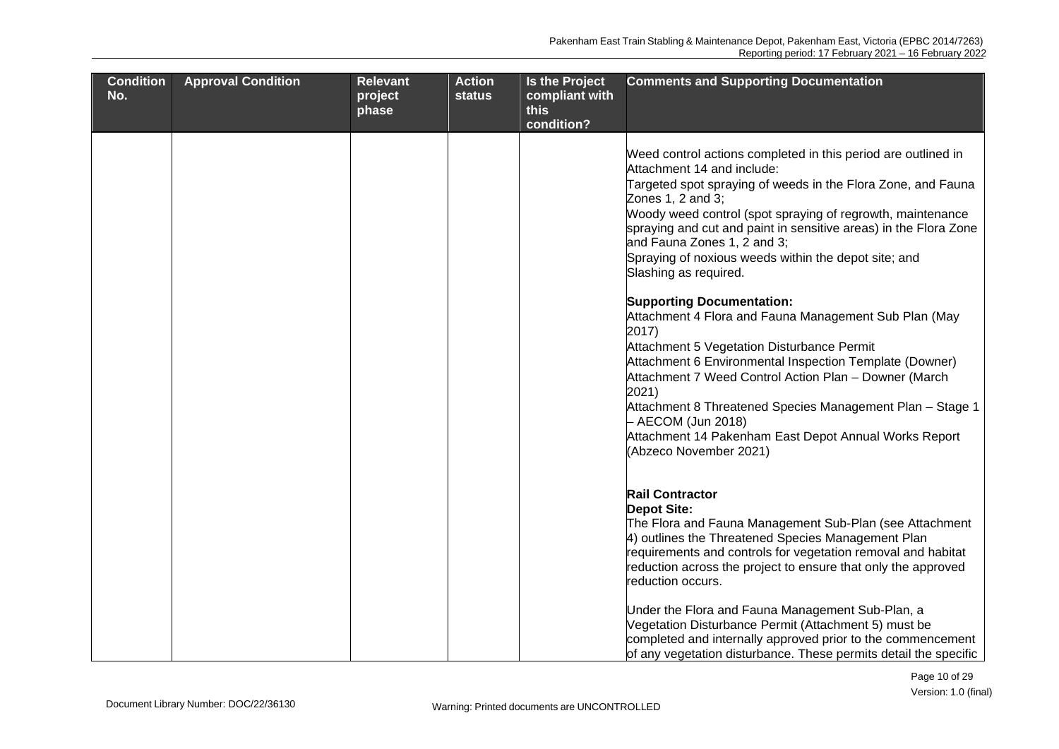| Condition No. | Approval Condition | Relevant project phase | Action status | Is the Project compliant with this condition? | Comments and Supporting Documentation |
|---|---|---|---|---|---|
| | | | | | Weed control actions completed in this period are outlined in Attachment 14 and include:<br>Targeted spot spraying of weeds in the Flora Zone, and Fauna Zones 1, 2 and 3;<br>Woody weed control (spot spraying of regrowth, maintenance spraying and cut and paint in sensitive areas) in the Flora Zone and Fauna Zones 1, 2 and 3;<br>Spraying of noxious weeds within the depot site; and<br>Slashing as required.<br><br>**Supporting Documentation:**<br>Attachment 4 Flora and Fauna Management Sub Plan (May 2017)<br>Attachment 5 Vegetation Disturbance Permit<br>Attachment 6 Environmental Inspection Template (Downer)<br>Attachment 7 Weed Control Action Plan – Downer (March 2021)<br>Attachment 8 Threatened Species Management Plan – Stage 1 – AECOM (Jun 2018)<br>Attachment 14 Pakenham East Depot Annual Works Report (Abzeco November 2021)<br><br>**Rail Contractor**<br>**Depot Site:**<br>The Flora and Fauna Management Sub-Plan (see Attachment 4) outlines the Threatened Species Management Plan requirements and controls for vegetation removal and habitat reduction across the project to ensure that only the approved reduction occurs.<br><br>Under the Flora and Fauna Management Sub-Plan, a Vegetation Disturbance Permit (Attachment 5) must be completed and internally approved prior to the commencement of any vegetation disturbance. These permits detail the specific |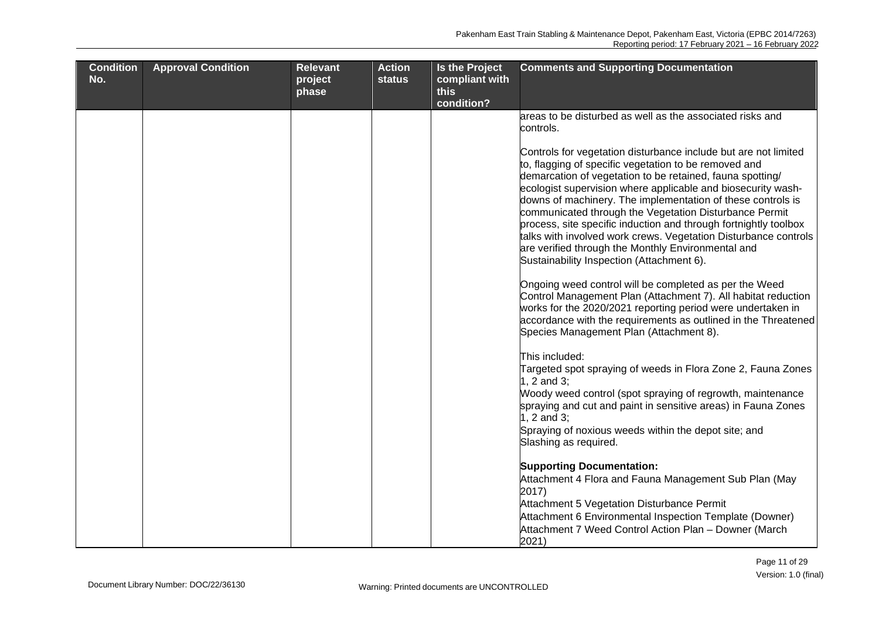| Condition No. | Approval Condition | Relevant project phase | Action status | Is the Project compliant with this condition? | Comments and Supporting Documentation |
|---|---|---|---|---|---|
| | | | | | areas to be disturbed as well as the associated risks and controls.<br><br>Controls for vegetation disturbance include but are not limited to, flagging of specific vegetation to be removed and demarcation of vegetation to be retained, fauna spotting/ ecologist supervision where applicable and biosecurity wash-downs of machinery. The implementation of these controls is communicated through the Vegetation Disturbance Permit process, site specific induction and through fortnightly toolbox talks with involved work crews. Vegetation Disturbance controls are verified through the Monthly Environmental and Sustainability Inspection (Attachment 6).<br><br>Ongoing weed control will be completed as per the Weed Control Management Plan (Attachment 7). All habitat reduction works for the 2020/2021 reporting period were undertaken in accordance with the requirements as outlined in the Threatened Species Management Plan (Attachment 8).<br><br>This included:<br>Targeted spot spraying of weeds in Flora Zone 2, Fauna Zones 1, 2 and 3;<br>Woody weed control (spot spraying of regrowth, maintenance spraying and cut and paint in sensitive areas) in Fauna Zones 1, 2 and 3;<br>Spraying of noxious weeds within the depot site; and<br>Slashing as required.<br><br>**Supporting Documentation:**<br>Attachment 4 Flora and Fauna Management Sub Plan (May 2017)<br>Attachment 5 Vegetation Disturbance Permit<br>Attachment 6 Environmental Inspection Template (Downer)<br>Attachment 7 Weed Control Action Plan – Downer (March 2021) |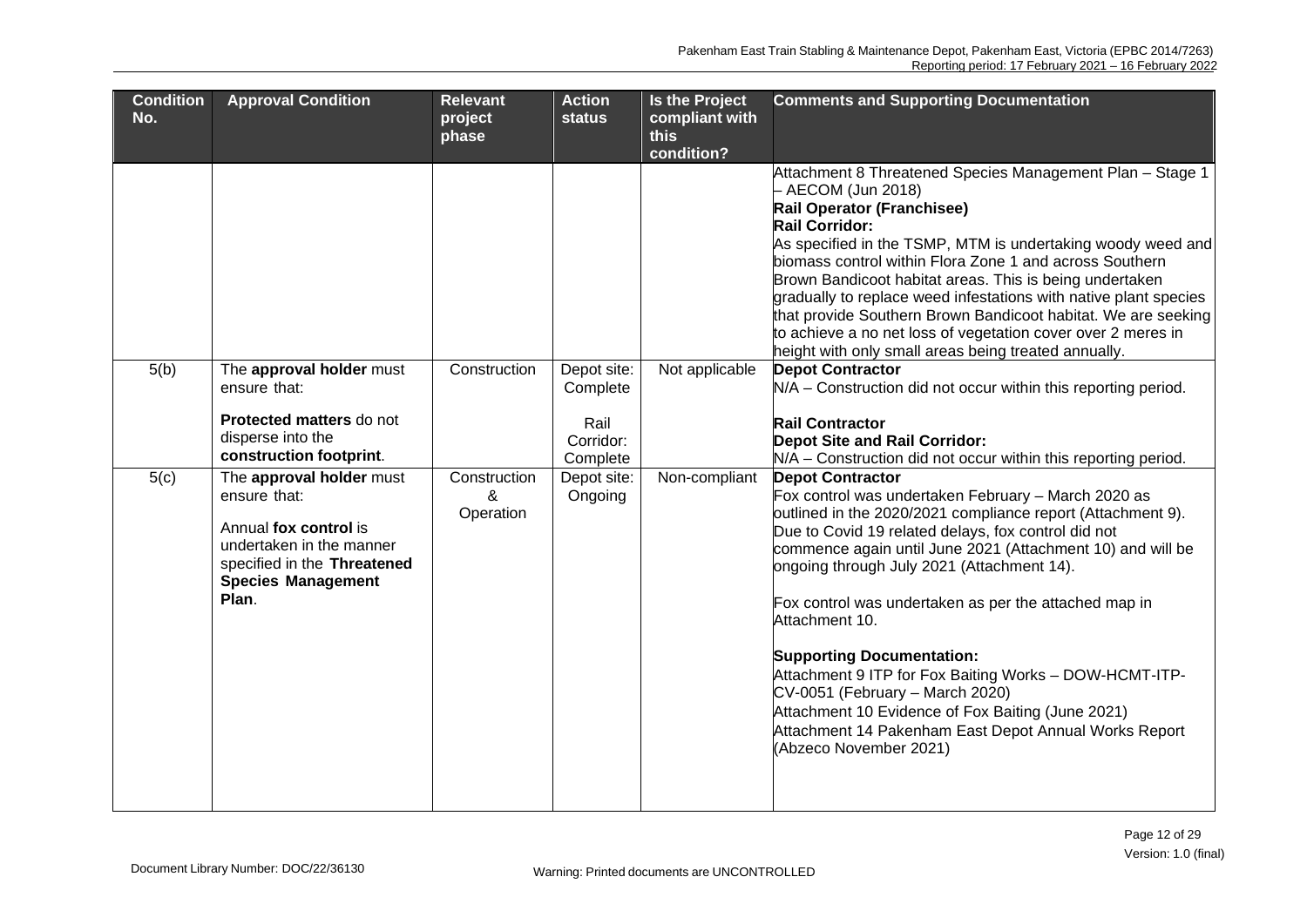| Condition No. | Approval Condition | Relevant project phase | Action status | Is the Project compliant with this condition? | Comments and Supporting Documentation |
|---|---|---|---|---|---|
| | | | | | Attachment 8 Threatened Species Management Plan – Stage 1 – AECOM (Jun 2018)<br>**Rail Operator (Franchisee)**<br>**Rail Corridor:**<br>As specified in the TSMP, MTM is undertaking woody weed and biomass control within Flora Zone 1 and across Southern Brown Bandicoot habitat areas. This is being undertaken gradually to replace weed infestations with native plant species that provide Southern Brown Bandicoot habitat. We are seeking to achieve a no net loss of vegetation cover over 2 meres in height with only small areas being treated annually. |
| 5(b) | The **approval holder** must ensure that:<br><br>**Protected matters** do not disperse into the **construction footprint**. | Construction | Depot site: Complete<br><br>Rail Corridor: Complete | Not applicable | **Depot Contractor**<br>N/A – Construction did not occur within this reporting period.<br><br>**Rail Contractor**<br>**Depot Site and Rail Corridor:**<br>N/A – Construction did not occur within this reporting period. |
| 5(c) | The **approval holder** must ensure that:<br><br>Annual **fox control** is undertaken in the manner specified in the **Threatened Species Management Plan**. | Construction & Operation | Depot site: Ongoing | Non-compliant | **Depot Contractor**<br>Fox control was undertaken February – March 2020 as outlined in the 2020/2021 compliance report (Attachment 9). Due to Covid 19 related delays, fox control did not commence again until June 2021 (Attachment 10) and will be ongoing through July 2021 (Attachment 14).<br><br>Fox control was undertaken as per the attached map in Attachment 10.<br><br>**Supporting Documentation:**<br>Attachment 9 ITP for Fox Baiting Works – DOW-HCMT-ITP-CV-0051 (February – March 2020)<br>Attachment 10 Evidence of Fox Baiting (June 2021)<br>Attachment 14 Pakenham East Depot Annual Works Report (Abzeco November 2021) |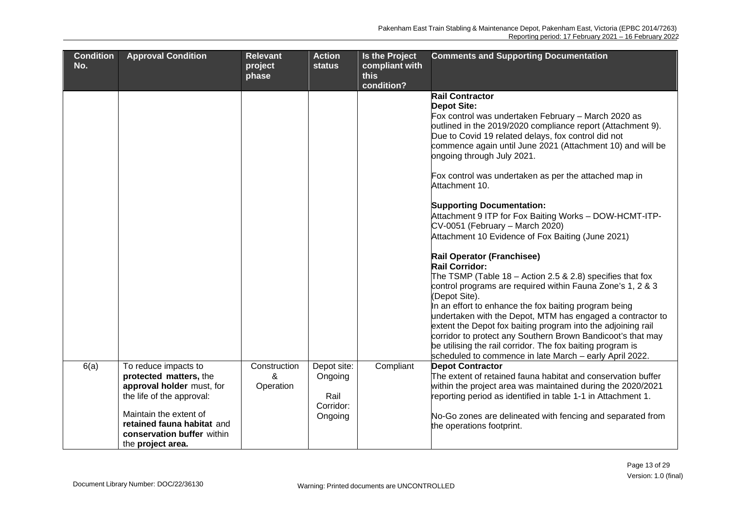| Condition No. | Approval Condition | Relevant project phase | Action status | Is the Project compliant with this condition? | Comments and Supporting Documentation |
|---|---|---|---|---|---|
| | | | | | **Rail Contractor**<br>**Depot Site:**<br>Fox control was undertaken February – March 2020 as outlined in the 2019/2020 compliance report (Attachment 9). Due to Covid 19 related delays, fox control did not commence again until June 2021 (Attachment 10) and will be ongoing through July 2021.<br><br>Fox control was undertaken as per the attached map in Attachment 10.<br><br>**Supporting Documentation:**<br>Attachment 9 ITP for Fox Baiting Works – DOW-HCMT-ITP-CV-0051 (February – March 2020)<br>Attachment 10 Evidence of Fox Baiting (June 2021)<br><br>**Rail Operator (Franchisee)**<br>**Rail Corridor:**<br>The TSMP (Table 18 – Action 2.5 & 2.8) specifies that fox control programs are required within Fauna Zone's 1, 2 & 3 (Depot Site).<br>In an effort to enhance the fox baiting program being undertaken with the Depot, MTM has engaged a contractor to extent the Depot fox baiting program into the adjoining rail corridor to protect any Southern Brown Bandicoot's that may be utilising the rail corridor. The fox baiting program is scheduled to commence in late March – early April 2022. |
| 6(a) | To reduce impacts to **protected matters,** the **approval holder** must, for the life of the approval:<br><br>Maintain the extent of **retained fauna habitat** and **conservation buffer** within the **project area.** | Construction & Operation | Depot site: Ongoing<br><br>Rail Corridor: Ongoing | Compliant | **Depot Contractor**<br>The extent of retained fauna habitat and conservation buffer within the project area was maintained during the 2020/2021 reporting period as identified in table 1-1 in Attachment 1.<br><br>No-Go zones are delineated with fencing and separated from the operations footprint. |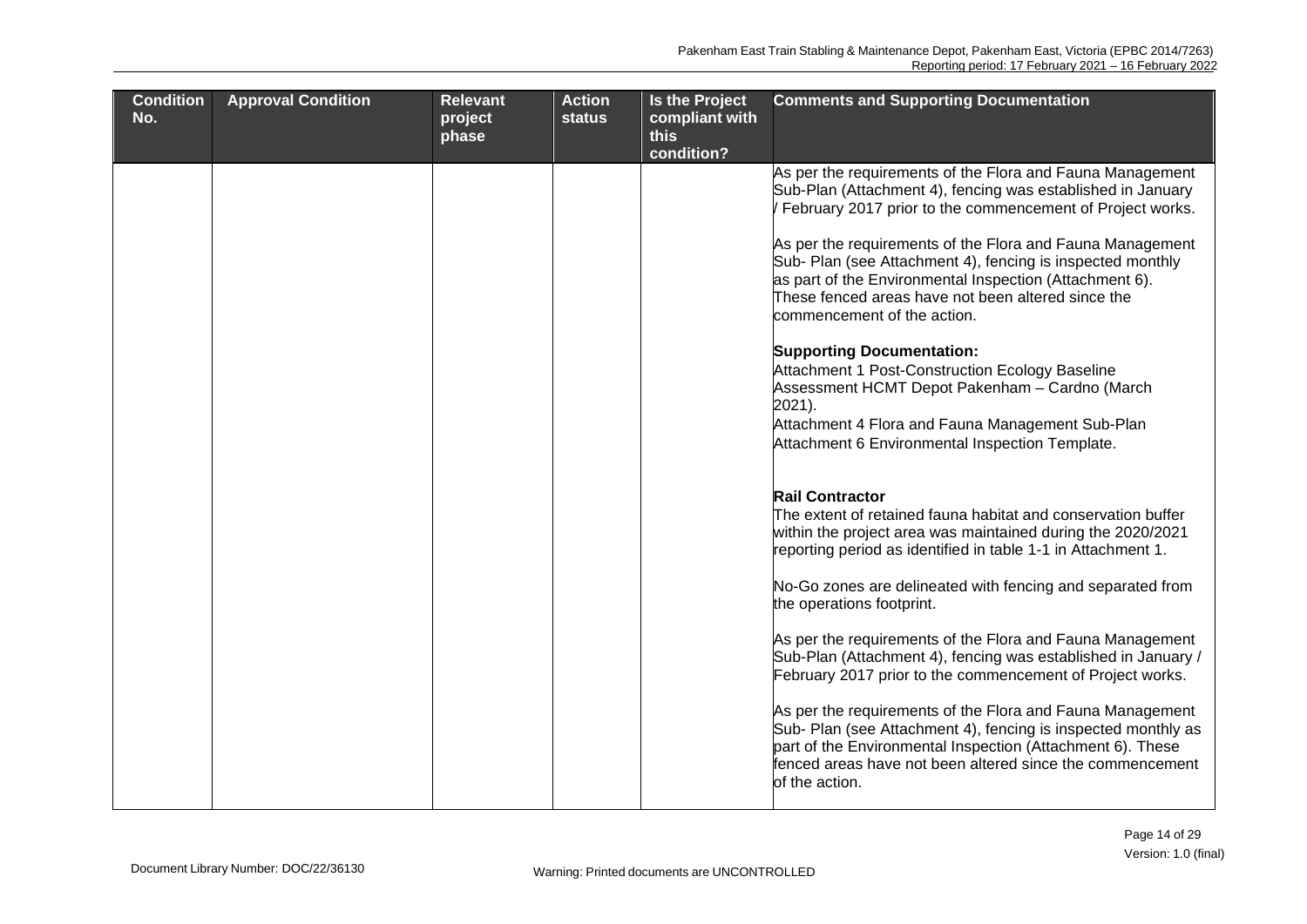| Condition No. | Approval Condition | Relevant project phase | Action status | Is the Project compliant with this condition? | Comments and Supporting Documentation |
|---|---|---|---|---|---|
| | | | | | As per the requirements of the Flora and Fauna Management Sub-Plan (Attachment 4), fencing was established in January / February 2017 prior to the commencement of Project works.<br><br>As per the requirements of the Flora and Fauna Management Sub- Plan (see Attachment 4), fencing is inspected monthly as part of the Environmental Inspection (Attachment 6). These fenced areas have not been altered since the commencement of the action.<br><br>**Supporting Documentation:**<br>Attachment 1 Post-Construction Ecology Baseline Assessment HCMT Depot Pakenham – Cardno (March 2021).<br>Attachment 4 Flora and Fauna Management Sub-Plan<br>Attachment 6 Environmental Inspection Template.<br><br>**Rail Contractor**<br>The extent of retained fauna habitat and conservation buffer within the project area was maintained during the 2020/2021 reporting period as identified in table 1-1 in Attachment 1.<br><br>No-Go zones are delineated with fencing and separated from the operations footprint.<br><br>As per the requirements of the Flora and Fauna Management Sub-Plan (Attachment 4), fencing was established in January / February 2017 prior to the commencement of Project works.<br><br>As per the requirements of the Flora and Fauna Management Sub- Plan (see Attachment 4), fencing is inspected monthly as part of the Environmental Inspection (Attachment 6). These fenced areas have not been altered since the commencement of the action. |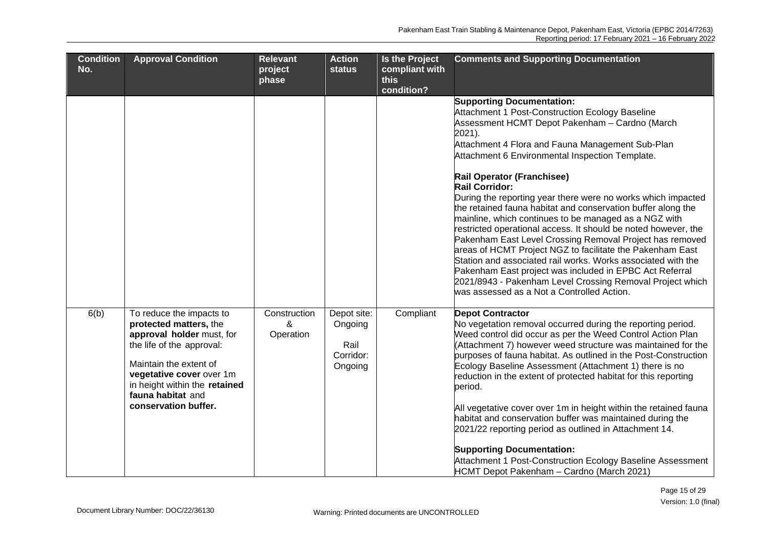| Condition No. | Approval Condition | Relevant project phase | Action status | Is the Project compliant with this condition? | Comments and Supporting Documentation |
|---|---|---|---|---|---|
| | | | | | **Supporting Documentation:**<br>Attachment 1 Post-Construction Ecology Baseline Assessment HCMT Depot Pakenham – Cardno (March 2021).<br>Attachment 4 Flora and Fauna Management Sub-Plan<br>Attachment 6 Environmental Inspection Template.<br><br>**Rail Operator (Franchisee)**<br>**Rail Corridor:**<br>During the reporting year there were no works which impacted the retained fauna habitat and conservation buffer along the mainline, which continues to be managed as a NGZ with restricted operational access. It should be noted however, the Pakenham East Level Crossing Removal Project has removed areas of HCMT Project NGZ to facilitate the Pakenham East Station and associated rail works. Works associated with the Pakenham East project was included in EPBC Act Referral 2021/8943 - Pakenham Level Crossing Removal Project which was assessed as a Not a Controlled Action. |
| 6(b) | To reduce the impacts to **protected matters,** the **approval holder** must, for the life of the approval:<br><br>Maintain the extent of **vegetative cover** over 1m in height within the **retained fauna habitat** and **conservation buffer.** | Construction & Operation | Depot site: Ongoing<br><br>Rail Corridor: Ongoing | Compliant | **Depot Contractor**<br>No vegetation removal occurred during the reporting period. Weed control did occur as per the Weed Control Action Plan (Attachment 7) however weed structure was maintained for the purposes of fauna habitat. As outlined in the Post-Construction Ecology Baseline Assessment (Attachment 1) there is no reduction in the extent of protected habitat for this reporting period.<br><br>All vegetative cover over 1m in height within the retained fauna habitat and conservation buffer was maintained during the 2021/22 reporting period as outlined in Attachment 14.<br><br>**Supporting Documentation:**<br>Attachment 1 Post-Construction Ecology Baseline Assessment HCMT Depot Pakenham – Cardno (March 2021) |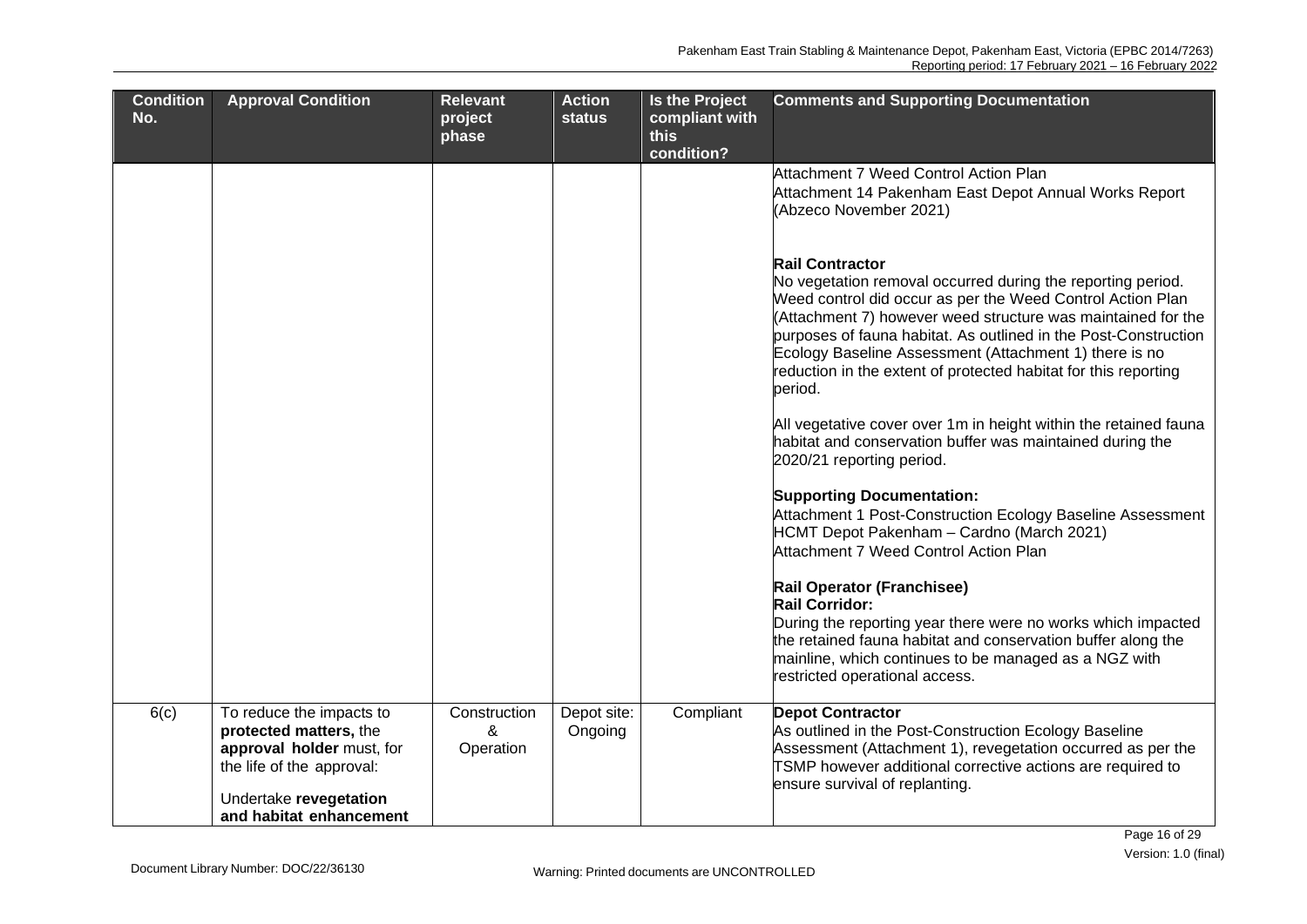| Condition No. | Approval Condition | Relevant project phase | Action status | Is the Project compliant with this condition? | Comments and Supporting Documentation |
|---|---|---|---|---|---|
| | | | | | Attachment 7 Weed Control Action Plan<br>Attachment 14 Pakenham East Depot Annual Works Report (Abzeco November 2021)<br><br>**Rail Contractor**<br>No vegetation removal occurred during the reporting period. Weed control did occur as per the Weed Control Action Plan (Attachment 7) however weed structure was maintained for the purposes of fauna habitat. As outlined in the Post-Construction Ecology Baseline Assessment (Attachment 1) there is no reduction in the extent of protected habitat for this reporting period.<br><br>All vegetative cover over 1m in height within the retained fauna habitat and conservation buffer was maintained during the 2020/21 reporting period.<br><br>**Supporting Documentation:**<br>Attachment 1 Post-Construction Ecology Baseline Assessment HCMT Depot Pakenham – Cardno (March 2021)<br>Attachment 7 Weed Control Action Plan<br><br>**Rail Operator (Franchisee)**<br>**Rail Corridor:**<br>During the reporting year there were no works which impacted the retained fauna habitat and conservation buffer along the mainline, which continues to be managed as a NGZ with restricted operational access. |
| 6(c) | To reduce the impacts to **protected matters,** the **approval holder** must, for the life of the approval:<br><br>Undertake **revegetation and habitat enhancement** | Construction & Operation | Depot site: Ongoing | Compliant | **Depot Contractor**<br>As outlined in the Post-Construction Ecology Baseline Assessment (Attachment 1), revegetation occurred as per the TSMP however additional corrective actions are required to ensure survival of replanting. |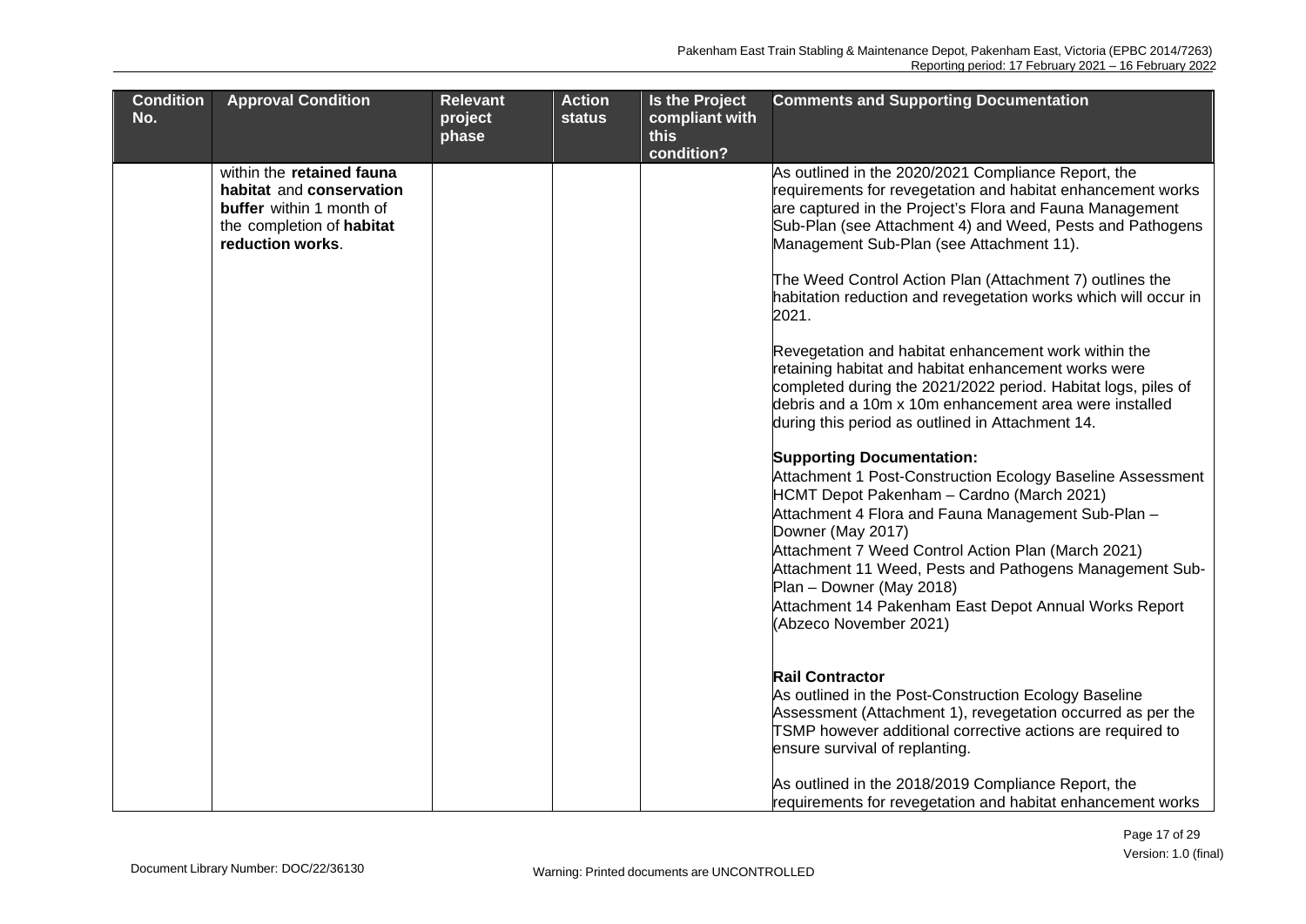| Condition No. | Approval Condition | Relevant project phase | Action status | Is the Project compliant with this condition? | Comments and Supporting Documentation |
|---|---|---|---|---|---|
| | within the **retained fauna habitat** and **conservation buffer** within 1 month of the completion of **habitat reduction works**. | | | | As outlined in the 2020/2021 Compliance Report, the requirements for revegetation and habitat enhancement works are captured in the Project's Flora and Fauna Management Sub-Plan (see Attachment 4) and Weed, Pests and Pathogens Management Sub-Plan (see Attachment 11).<br><br>The Weed Control Action Plan (Attachment 7) outlines the habitation reduction and revegetation works which will occur in 2021.<br><br>Revegetation and habitat enhancement work within the retaining habitat and habitat enhancement works were completed during the 2021/2022 period. Habitat logs, piles of debris and a 10m x 10m enhancement area were installed during this period as outlined in Attachment 14.<br><br>**Supporting Documentation:**<br>Attachment 1 Post-Construction Ecology Baseline Assessment HCMT Depot Pakenham – Cardno (March 2021)<br>Attachment 4 Flora and Fauna Management Sub-Plan – Downer (May 2017)<br>Attachment 7 Weed Control Action Plan (March 2021)<br>Attachment 11 Weed, Pests and Pathogens Management Sub-Plan – Downer (May 2018)<br>Attachment 14 Pakenham East Depot Annual Works Report (Abzeco November 2021)<br><br>**Rail Contractor**<br>As outlined in the Post-Construction Ecology Baseline Assessment (Attachment 1), revegetation occurred as per the TSMP however additional corrective actions are required to ensure survival of replanting.<br><br>As outlined in the 2018/2019 Compliance Report, the requirements for revegetation and habitat enhancement works |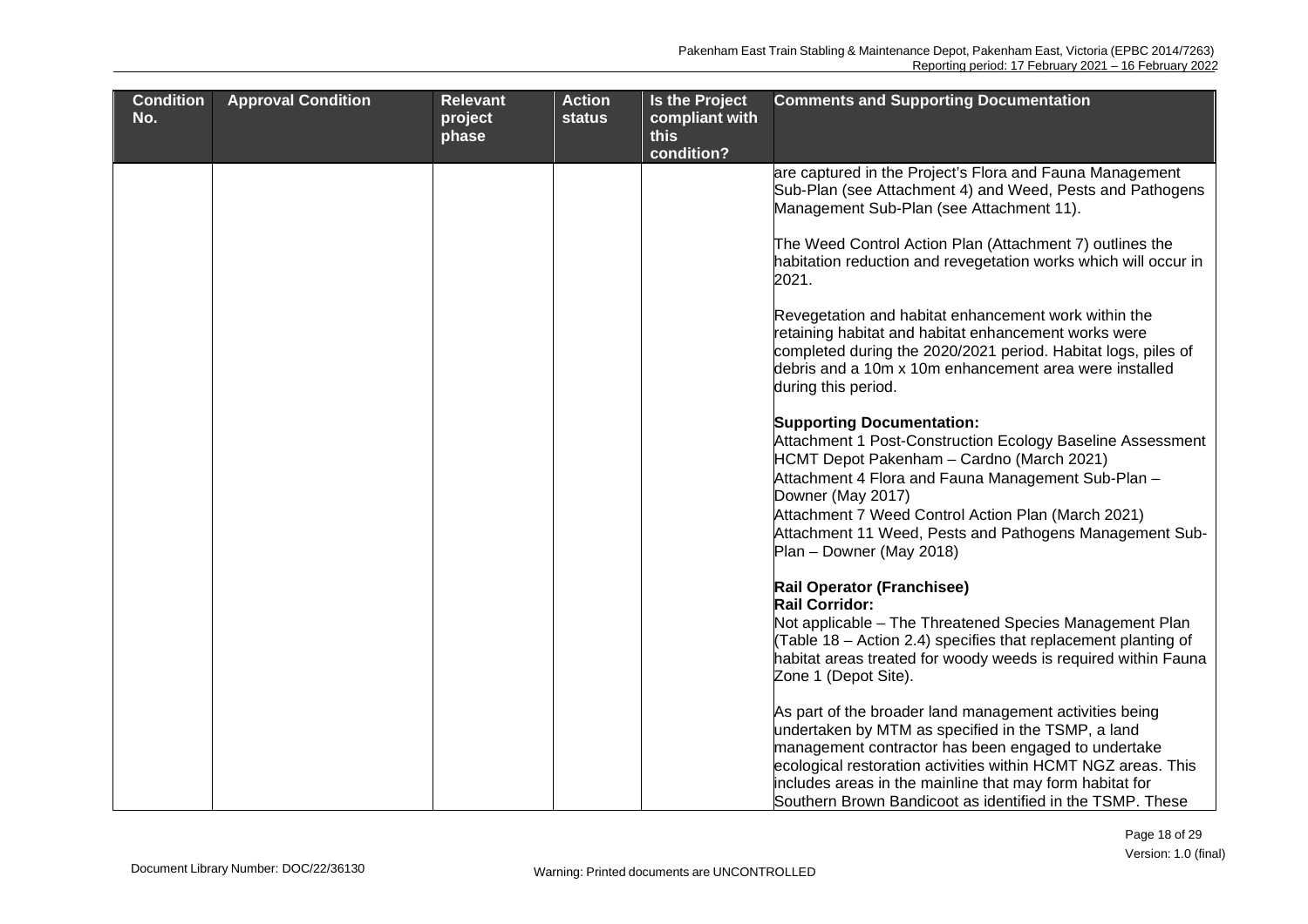| Condition No. | Approval Condition | Relevant project phase | Action status | Is the Project compliant with this condition? | Comments and Supporting Documentation |
|---|---|---|---|---|---|
| | | | | | are captured in the Project's Flora and Fauna Management Sub-Plan (see Attachment 4) and Weed, Pests and Pathogens Management Sub-Plan (see Attachment 11).<br><br>The Weed Control Action Plan (Attachment 7) outlines the habitation reduction and revegetation works which will occur in 2021.<br><br>Revegetation and habitat enhancement work within the retaining habitat and habitat enhancement works were completed during the 2020/2021 period. Habitat logs, piles of debris and a 10m x 10m enhancement area were installed during this period.<br><br>**Supporting Documentation:**<br>Attachment 1 Post-Construction Ecology Baseline Assessment HCMT Depot Pakenham – Cardno (March 2021)<br>Attachment 4 Flora and Fauna Management Sub-Plan – Downer (May 2017)<br>Attachment 7 Weed Control Action Plan (March 2021)<br>Attachment 11 Weed, Pests and Pathogens Management Sub-Plan – Downer (May 2018)<br><br>**Rail Operator (Franchisee)**<br>**Rail Corridor:**<br>Not applicable – The Threatened Species Management Plan (Table 18 – Action 2.4) specifies that replacement planting of habitat areas treated for woody weeds is required within Fauna Zone 1 (Depot Site).<br><br>As part of the broader land management activities being undertaken by MTM as specified in the TSMP, a land management contractor has been engaged to undertake ecological restoration activities within HCMT NGZ areas. This includes areas in the mainline that may form habitat for Southern Brown Bandicoot as identified in the TSMP. These |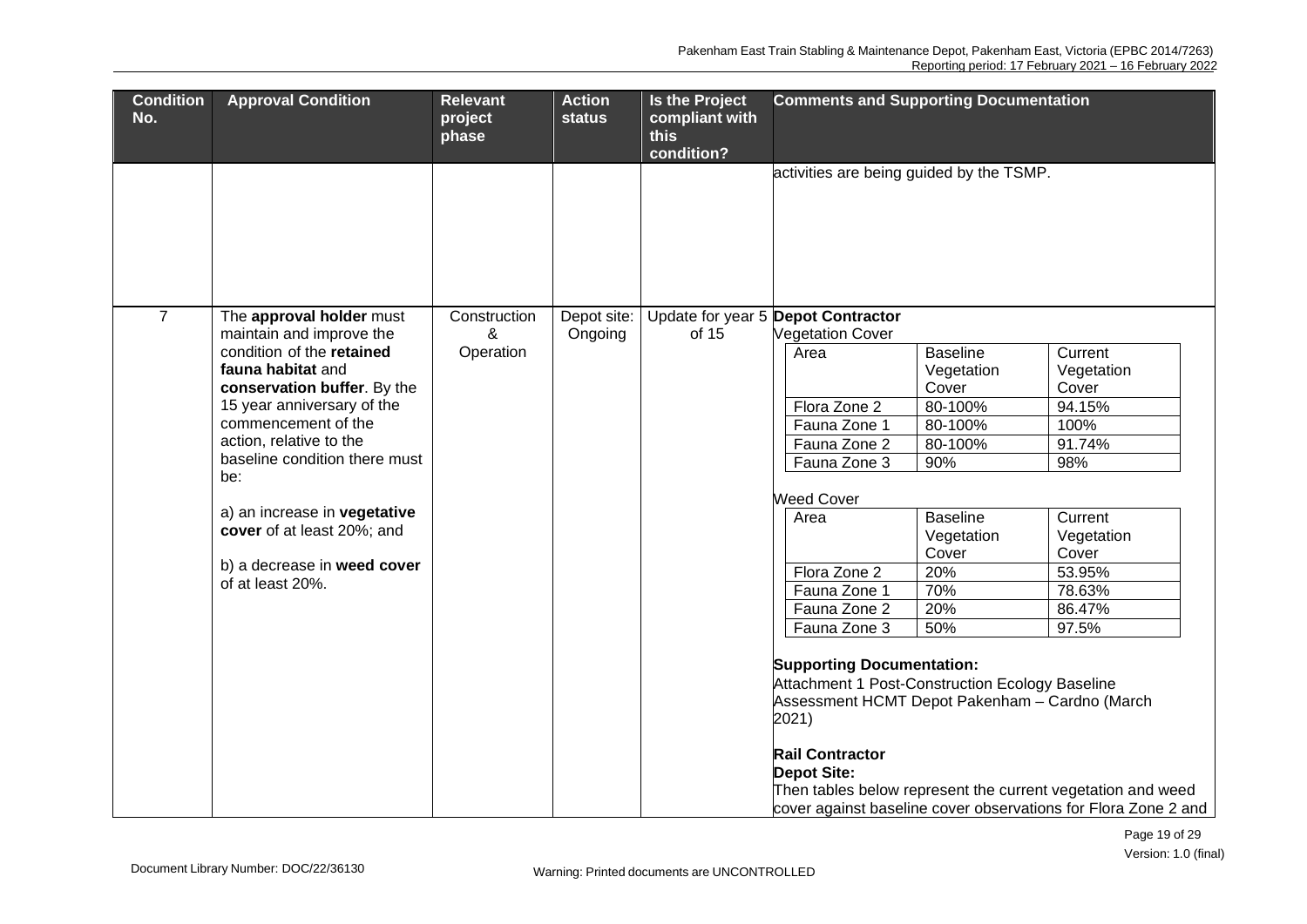| Condition No. | Approval Condition | Relevant project phase | Action status | Is the Project compliant with this condition? | Comments and Supporting Documentation |
|---|---|---|---|---|---|
| | | | | | activities are being guided by the TSMP. |
| 7 | The **approval holder** must maintain and improve the condition of the **retained fauna habitat** and **conservation buffer**. By the 15 year anniversary of the commencement of the action, relative to the baseline condition there must be:<br><br>a) an increase in **vegetative cover** of at least 20%; and<br><br>b) a decrease in **weed cover** of at least 20%. | Construction & Operation | Depot site: Ongoing | Update for year 5 of 15 | **Depot Contractor**<br>Vegetation Cover<br><br>Area / Baseline Vegetation Cover / Current Vegetation Cover<br>Flora Zone 2 / 80-100% / 94.15%<br>Fauna Zone 1 / 80-100% / 100%<br>Fauna Zone 2 / 80-100% / 91.74%<br>Fauna Zone 3 / 90% / 98%<br><br>Weed Cover<br><br>Area / Baseline Vegetation Cover / Current Vegetation Cover<br>Flora Zone 2 / 20% / 53.95%<br>Fauna Zone 1 / 70% / 78.63%<br>Fauna Zone 2 / 20% / 86.47%<br>Fauna Zone 3 / 50% / 97.5%<br><br>**Supporting Documentation:**<br>Attachment 1 Post-Construction Ecology Baseline Assessment HCMT Depot Pakenham – Cardno (March 2021)<br><br>**Rail Contractor**<br>**Depot Site:**<br>Then tables below represent the current vegetation and weed cover against baseline cover observations for Flora Zone 2 and |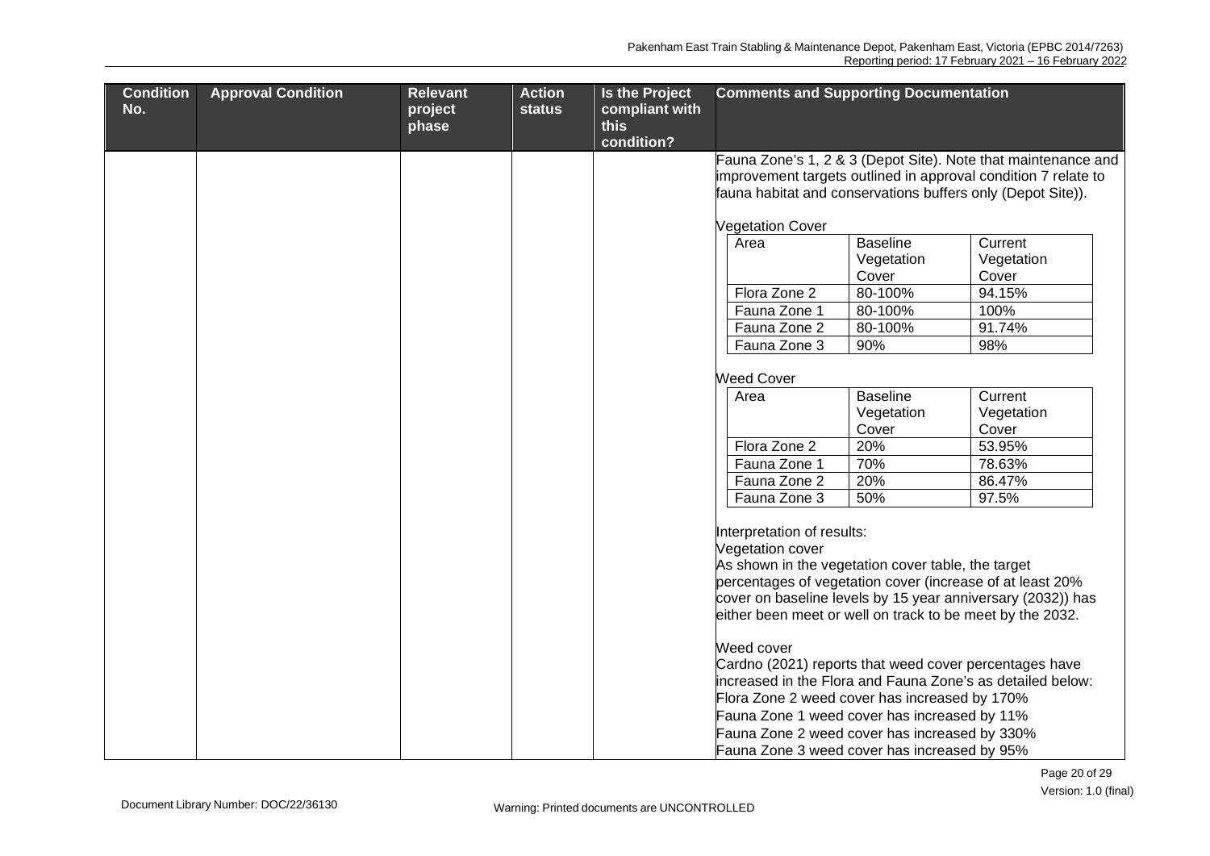| Condition No. | Approval Condition | Relevant project phase | Action status | Is the Project compliant with this condition? | Comments and Supporting Documentation |
|---|---|---|---|---|---|
| | | | | | Fauna Zone's 1, 2 & 3 (Depot Site). Note that maintenance and improvement targets outlined in approval condition 7 relate to fauna habitat and conservations buffers only (Depot Site)). |

Vegetation Cover

| Area | Baseline Vegetation Cover | Current Vegetation Cover |
|---|---|---|
| Flora Zone 2 | 80-100% | 94.15% |
| Fauna Zone 1 | 80-100% | 100% |
| Fauna Zone 2 | 80-100% | 91.74% |
| Fauna Zone 3 | 90% | 98% |

Weed Cover

| Area | Baseline Vegetation Cover | Current Vegetation Cover |
|---|---|---|
| Flora Zone 2 | 20% | 53.95% |
| Fauna Zone 1 | 70% | 78.63% |
| Fauna Zone 2 | 20% | 86.47% |
| Fauna Zone 3 | 50% | 97.5% |

Interpretation of results:

Vegetation cover

As shown in the vegetation cover table, the target percentages of vegetation cover (increase of at least 20% cover on baseline levels by 15 year anniversary (2032)) has either been meet or well on track to be meet by the 2032.

Weed cover

Cardno (2021) reports that weed cover percentages have increased in the Flora and Fauna Zone's as detailed below:

Flora Zone 2 weed cover has increased by 170%

Fauna Zone 1 weed cover has increased by 11%

Fauna Zone 2 weed cover has increased by 330%

Fauna Zone 3 weed cover has increased by 95%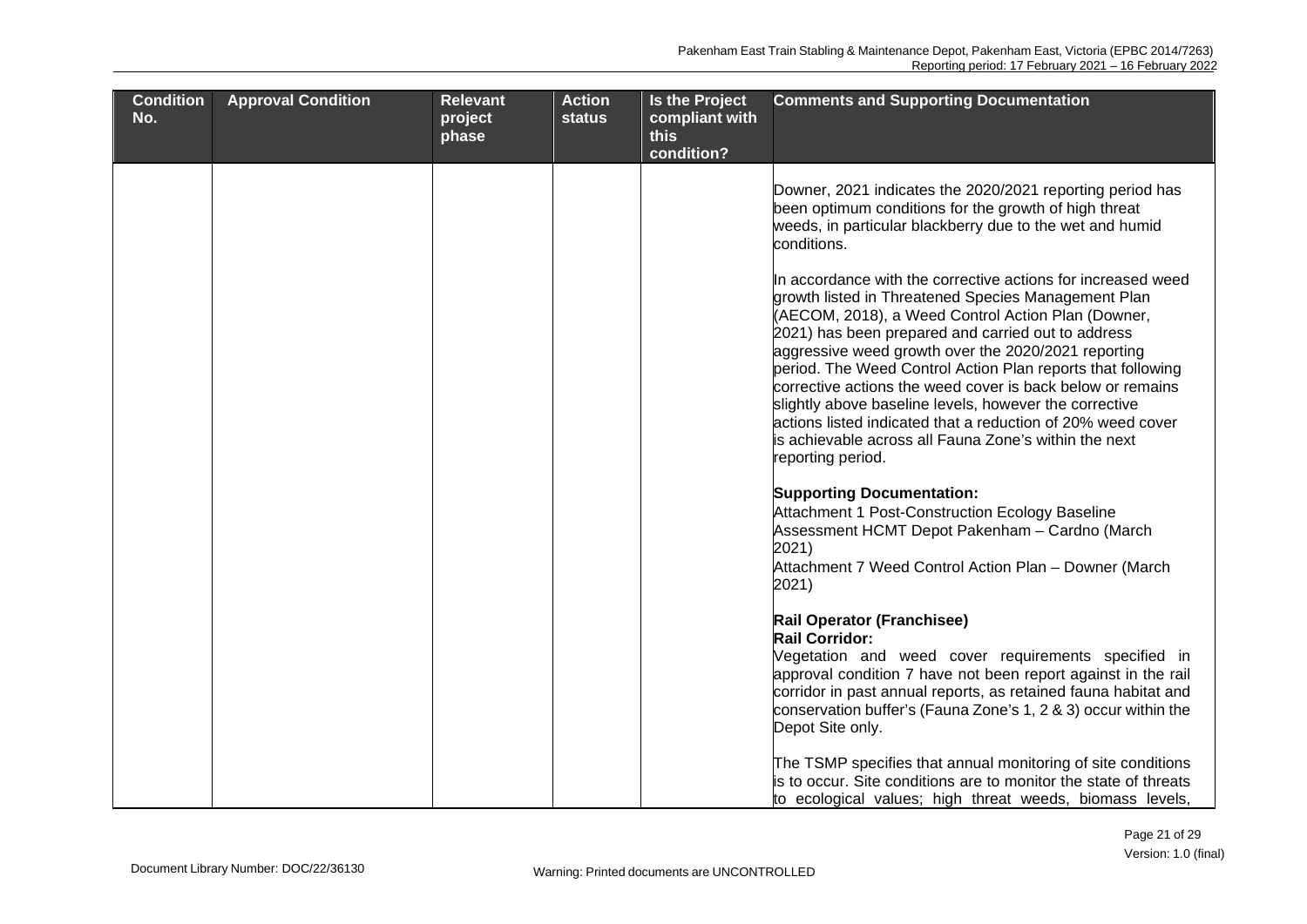| Condition No. | Approval Condition | Relevant project phase | Action status | Is the Project compliant with this condition? | Comments and Supporting Documentation |
|---|---|---|---|---|---|
| | | | | | Downer, 2021 indicates the 2020/2021 reporting period has been optimum conditions for the growth of high threat weeds, in particular blackberry due to the wet and humid conditions.<br><br>In accordance with the corrective actions for increased weed growth listed in Threatened Species Management Plan (AECOM, 2018), a Weed Control Action Plan (Downer, 2021) has been prepared and carried out to address aggressive weed growth over the 2020/2021 reporting period. The Weed Control Action Plan reports that following corrective actions the weed cover is back below or remains slightly above baseline levels, however the corrective actions listed indicated that a reduction of 20% weed cover is achievable across all Fauna Zone's within the next reporting period.<br><br>**Supporting Documentation:**<br>Attachment 1 Post-Construction Ecology Baseline Assessment HCMT Depot Pakenham – Cardno (March 2021)<br>Attachment 7 Weed Control Action Plan – Downer (March 2021)<br><br>**Rail Operator (Franchisee)**<br>**Rail Corridor:**<br>Vegetation and weed cover requirements specified in approval condition 7 have not been report against in the rail corridor in past annual reports, as retained fauna habitat and conservation buffer's (Fauna Zone's 1, 2 & 3) occur within the Depot Site only.<br><br>The TSMP specifies that annual monitoring of site conditions is to occur. Site conditions are to monitor the state of threats to ecological values; high threat weeds, biomass levels, |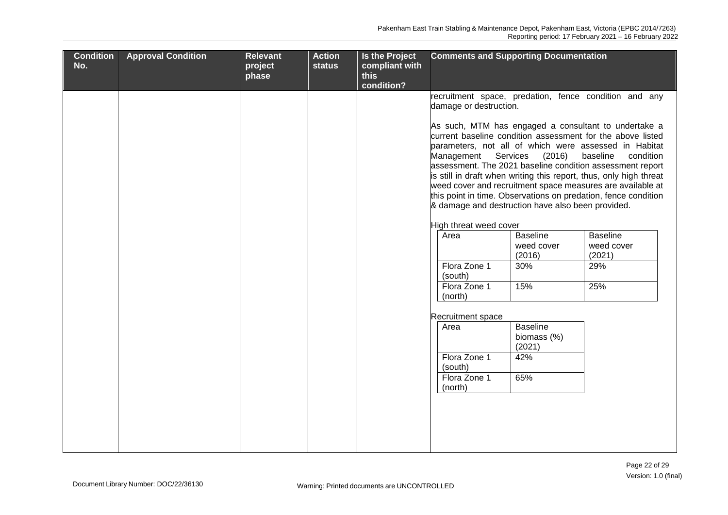| Condition No. | Approval Condition | Relevant project phase | Action status | Is the Project compliant with this condition? | Comments and Supporting Documentation |
|---|---|---|---|---|---|
| | | | | | recruitment space, predation, fence condition and any damage or destruction.<br><br>As such, MTM has engaged a consultant to undertake a current baseline condition assessment for the above listed parameters, not all of which were assessed in Habitat Management Services (2016) baseline condition assessment. The 2021 baseline condition assessment report is still in draft when writing this report, thus, only high threat weed cover and recruitment space measures are available at this point in time. Observations on predation, fence condition & damage and destruction have also been provided.<br><br>High threat weed cover<br><br>Area \| Baseline weed cover (2016) \| Baseline weed cover (2021)<br>Flora Zone 1 (south) \| 30% \| 29%<br>Flora Zone 1 (north) \| 15% \| 25%<br><br>Recruitment space<br><br>Area \| Baseline biomass (%) (2021)<br>Flora Zone 1 (south) \| 42%<br>Flora Zone 1 (north) \| 65% |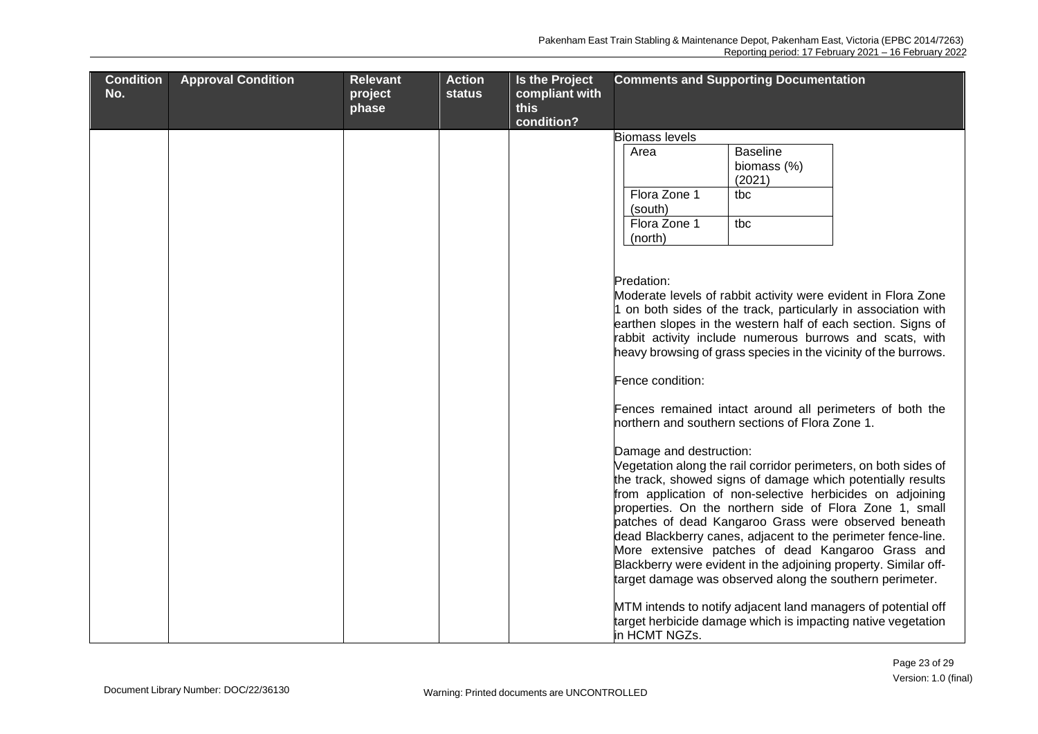| Condition No. | Approval Condition | Relevant project phase | Action status | Is the Project compliant with this condition? | Comments and Supporting Documentation |
|---|---|---|---|---|---|
| | | | | | Biomass levels<br><br>Area / Baseline biomass (%) (2021)<br>Flora Zone 1 (south): tbc<br>Flora Zone 1 (north): tbc<br><br>Predation:<br>Moderate levels of rabbit activity were evident in Flora Zone 1 on both sides of the track, particularly in association with earthen slopes in the western half of each section. Signs of rabbit activity include numerous burrows and scats, with heavy browsing of grass species in the vicinity of the burrows.<br><br>Fence condition:<br><br>Fences remained intact around all perimeters of both the northern and southern sections of Flora Zone 1.<br><br>Damage and destruction:<br>Vegetation along the rail corridor perimeters, on both sides of the track, showed signs of damage which potentially results from application of non-selective herbicides on adjoining properties. On the northern side of Flora Zone 1, small patches of dead Kangaroo Grass were observed beneath dead Blackberry canes, adjacent to the perimeter fence-line. More extensive patches of dead Kangaroo Grass and Blackberry were evident in the adjoining property. Similar off-target damage was observed along the southern perimeter.<br><br>MTM intends to notify adjacent land managers of potential off target herbicide damage which is impacting native vegetation in HCMT NGZs. |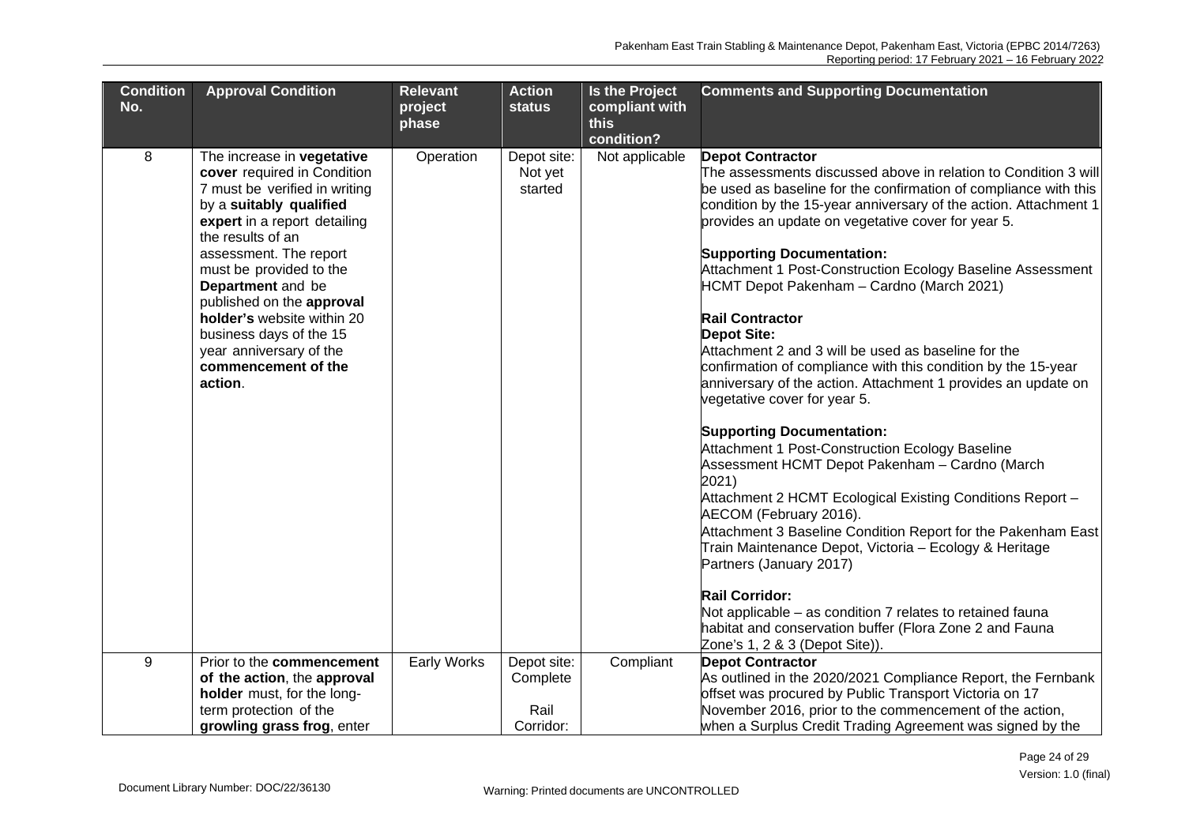| Condition No. | Approval Condition | Relevant project phase | Action status | Is the Project compliant with this condition? | Comments and Supporting Documentation |
|---|---|---|---|---|---|
| 8 | The increase in **vegetative cover** required in Condition 7 must be verified in writing by a **suitably qualified expert** in a report detailing the results of an assessment. The report must be provided to the **Department** and be published on the **approval holder's** website within 20 business days of the 15 year anniversary of the **commencement of the action**. | Operation | Depot site: Not yet started | Not applicable | **Depot Contractor**<br>The assessments discussed above in relation to Condition 3 will be used as baseline for the confirmation of compliance with this condition by the 15-year anniversary of the action. Attachment 1 provides an update on vegetative cover for year 5.<br><br>**Supporting Documentation:**<br>Attachment 1 Post-Construction Ecology Baseline Assessment HCMT Depot Pakenham – Cardno (March 2021)<br><br>**Rail Contractor**<br>**Depot Site:**<br>Attachment 2 and 3 will be used as baseline for the confirmation of compliance with this condition by the 15-year anniversary of the action. Attachment 1 provides an update on vegetative cover for year 5.<br><br>**Supporting Documentation:**<br>Attachment 1 Post-Construction Ecology Baseline Assessment HCMT Depot Pakenham – Cardno (March 2021)<br>Attachment 2 HCMT Ecological Existing Conditions Report – AECOM (February 2016).<br>Attachment 3 Baseline Condition Report for the Pakenham East Train Maintenance Depot, Victoria – Ecology & Heritage Partners (January 2017)<br><br>**Rail Corridor:**<br>Not applicable – as condition 7 relates to retained fauna habitat and conservation buffer (Flora Zone 2 and Fauna Zone's 1, 2 & 3 (Depot Site)). |
| 9 | Prior to the **commencement of the action**, the **approval holder** must, for the long-term protection of the **growling grass frog**, enter | Early Works | Depot site: Complete<br><br>Rail Corridor: | Compliant | **Depot Contractor**<br>As outlined in the 2020/2021 Compliance Report, the Fernbank offset was procured by Public Transport Victoria on 17 November 2016, prior to the commencement of the action, when a Surplus Credit Trading Agreement was signed by the |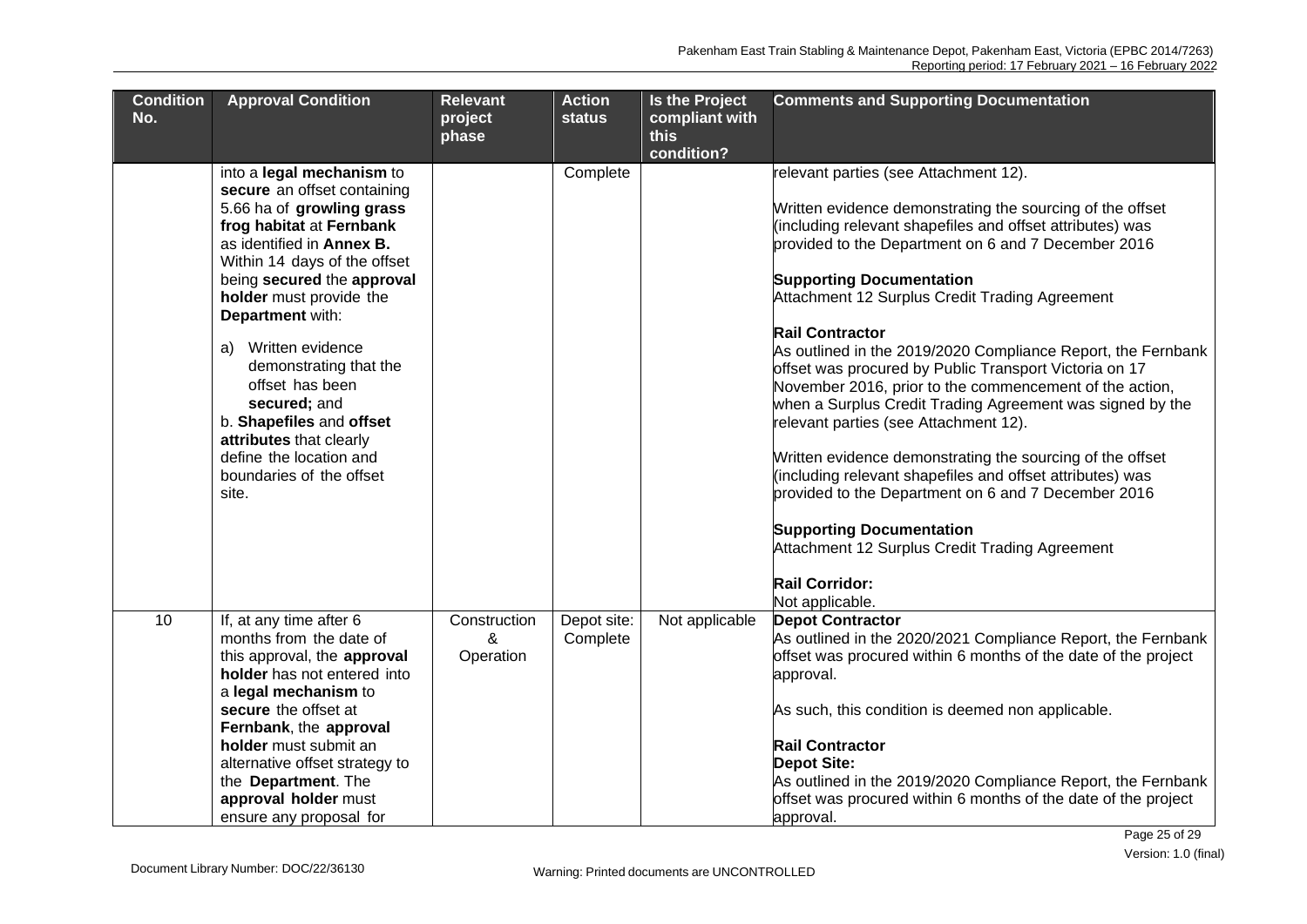| Condition No. | Approval Condition | Relevant project phase | Action status | Is the Project compliant with this condition? | Comments and Supporting Documentation |
|---|---|---|---|---|---|
| | into a **legal mechanism** to **secure** an offset containing 5.66 ha of **growling grass frog habitat** at **Fernbank** as identified in **Annex B.** Within 14 days of the offset being **secured** the **approval holder** must provide the **Department** with:<br><br>a) Written evidence demonstrating that the offset has been **secured;** and<br>b. **Shapefiles** and **offset attributes** that clearly define the location and boundaries of the offset site. | | Complete | | relevant parties (see Attachment 12).<br><br>Written evidence demonstrating the sourcing of the offset (including relevant shapefiles and offset attributes) was provided to the Department on 6 and 7 December 2016<br><br>**Supporting Documentation**<br>Attachment 12 Surplus Credit Trading Agreement<br><br>**Rail Contractor**<br>As outlined in the 2019/2020 Compliance Report, the Fernbank offset was procured by Public Transport Victoria on 17 November 2016, prior to the commencement of the action, when a Surplus Credit Trading Agreement was signed by the relevant parties (see Attachment 12).<br><br>Written evidence demonstrating the sourcing of the offset (including relevant shapefiles and offset attributes) was provided to the Department on 6 and 7 December 2016<br><br>**Supporting Documentation**<br>Attachment 12 Surplus Credit Trading Agreement<br><br>**Rail Corridor:**<br>Not applicable. |
| 10 | If, at any time after 6 months from the date of this approval, the **approval holder** has not entered into a **legal mechanism** to **secure** the offset at **Fernbank**, the **approval holder** must submit an alternative offset strategy to the **Department**. The **approval holder** must ensure any proposal for | Construction & Operation | Depot site: Complete | Not applicable | **Depot Contractor**<br>As outlined in the 2020/2021 Compliance Report, the Fernbank offset was procured within 6 months of the date of the project approval.<br><br>As such, this condition is deemed non applicable.<br><br>**Rail Contractor**<br>**Depot Site:**<br>As outlined in the 2019/2020 Compliance Report, the Fernbank offset was procured within 6 months of the date of the project approval. |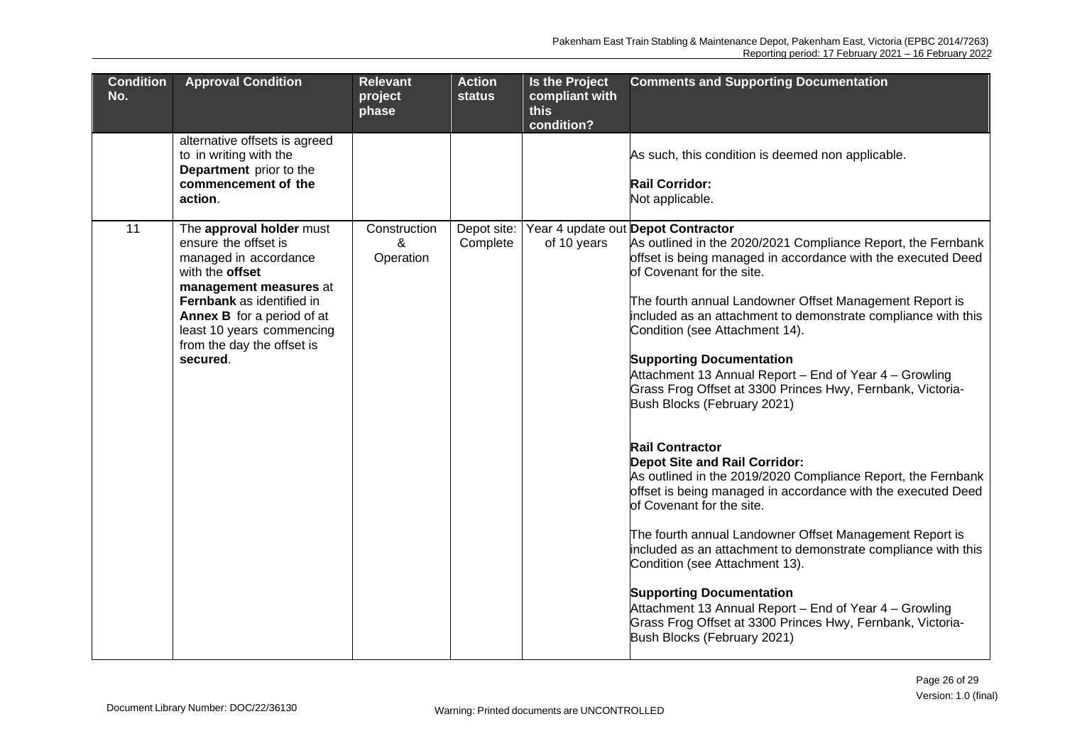| Condition No. | Approval Condition | Relevant project phase | Action status | Is the Project compliant with this condition? | Comments and Supporting Documentation |
|---|---|---|---|---|---|
| | alternative offsets is agreed to in writing with the **Department** prior to the **commencement of the action**. | | | | As such, this condition is deemed non applicable.<br><br>**Rail Corridor:**<br>Not applicable. |
| 11 | The **approval holder** must ensure the offset is managed in accordance with the **offset management measures** at **Fernbank** as identified in **Annex B** for a period of at least 10 years commencing from the day the offset is **secured**. | Construction & Operation | Depot site: Complete | Year 4 update out of 10 years | **Depot Contractor**<br>As outlined in the 2020/2021 Compliance Report, the Fernbank offset is being managed in accordance with the executed Deed of Covenant for the site.<br><br>The fourth annual Landowner Offset Management Report is included as an attachment to demonstrate compliance with this Condition (see Attachment 14).<br><br>**Supporting Documentation**<br>Attachment 13 Annual Report – End of Year 4 – Growling Grass Frog Offset at 3300 Princes Hwy, Fernbank, Victoria-Bush Blocks (February 2021)<br><br>**Rail Contractor**<br>**Depot Site and Rail Corridor:**<br>As outlined in the 2019/2020 Compliance Report, the Fernbank offset is being managed in accordance with the executed Deed of Covenant for the site.<br><br>The fourth annual Landowner Offset Management Report is included as an attachment to demonstrate compliance with this Condition (see Attachment 13).<br><br>**Supporting Documentation**<br>Attachment 13 Annual Report – End of Year 4 – Growling Grass Frog Offset at 3300 Princes Hwy, Fernbank, Victoria-Bush Blocks (February 2021) |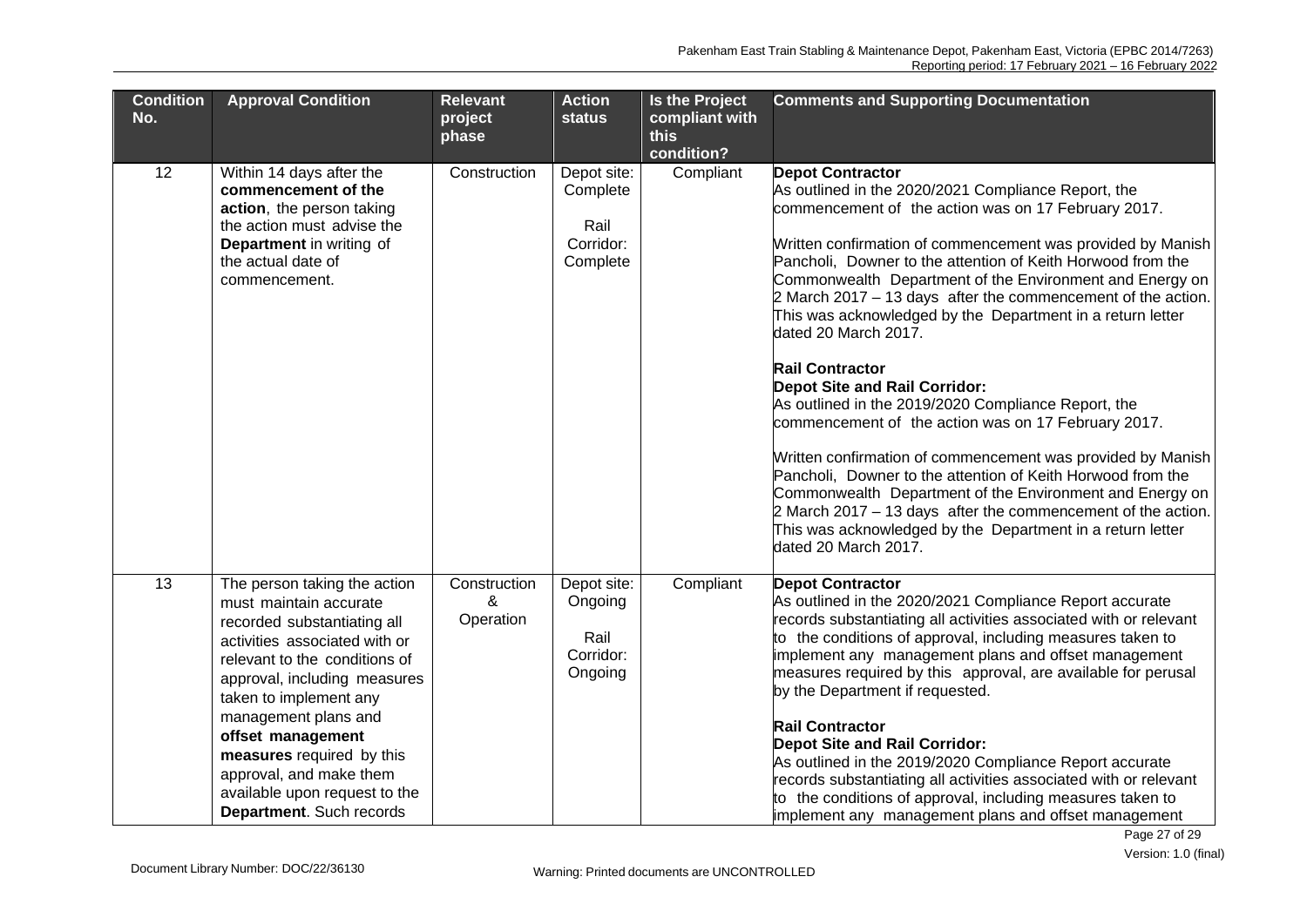| Condition No. | Approval Condition | Relevant project phase | Action status | Is the Project compliant with this condition? | Comments and Supporting Documentation |
|---|---|---|---|---|---|
| 12 | Within 14 days after the **commencement of the action**, the person taking the action must advise the **Department** in writing of the actual date of commencement. | Construction | Depot site: Complete<br><br>Rail Corridor: Complete | Compliant | **Depot Contractor**<br>As outlined in the 2020/2021 Compliance Report, the commencement of the action was on 17 February 2017.<br><br>Written confirmation of commencement was provided by Manish Pancholi, Downer to the attention of Keith Horwood from the Commonwealth Department of the Environment and Energy on 2 March 2017 – 13 days after the commencement of the action. This was acknowledged by the Department in a return letter dated 20 March 2017.<br><br>**Rail Contractor**<br>**Depot Site and Rail Corridor:**<br>As outlined in the 2019/2020 Compliance Report, the commencement of the action was on 17 February 2017.<br><br>Written confirmation of commencement was provided by Manish Pancholi, Downer to the attention of Keith Horwood from the Commonwealth Department of the Environment and Energy on 2 March 2017 – 13 days after the commencement of the action. This was acknowledged by the Department in a return letter dated 20 March 2017. |
| 13 | The person taking the action must maintain accurate recorded substantiating all activities associated with or relevant to the conditions of approval, including measures taken to implement any management plans and **offset management measures** required by this approval, and make them available upon request to the **Department**. Such records | Construction & Operation | Depot site: Ongoing<br><br>Rail Corridor: Ongoing | Compliant | **Depot Contractor**<br>As outlined in the 2020/2021 Compliance Report accurate records substantiating all activities associated with or relevant to the conditions of approval, including measures taken to implement any management plans and offset management measures required by this approval, are available for perusal by the Department if requested.<br><br>**Rail Contractor**<br>**Depot Site and Rail Corridor:**<br>As outlined in the 2019/2020 Compliance Report accurate records substantiating all activities associated with or relevant to the conditions of approval, including measures taken to implement any management plans and offset management |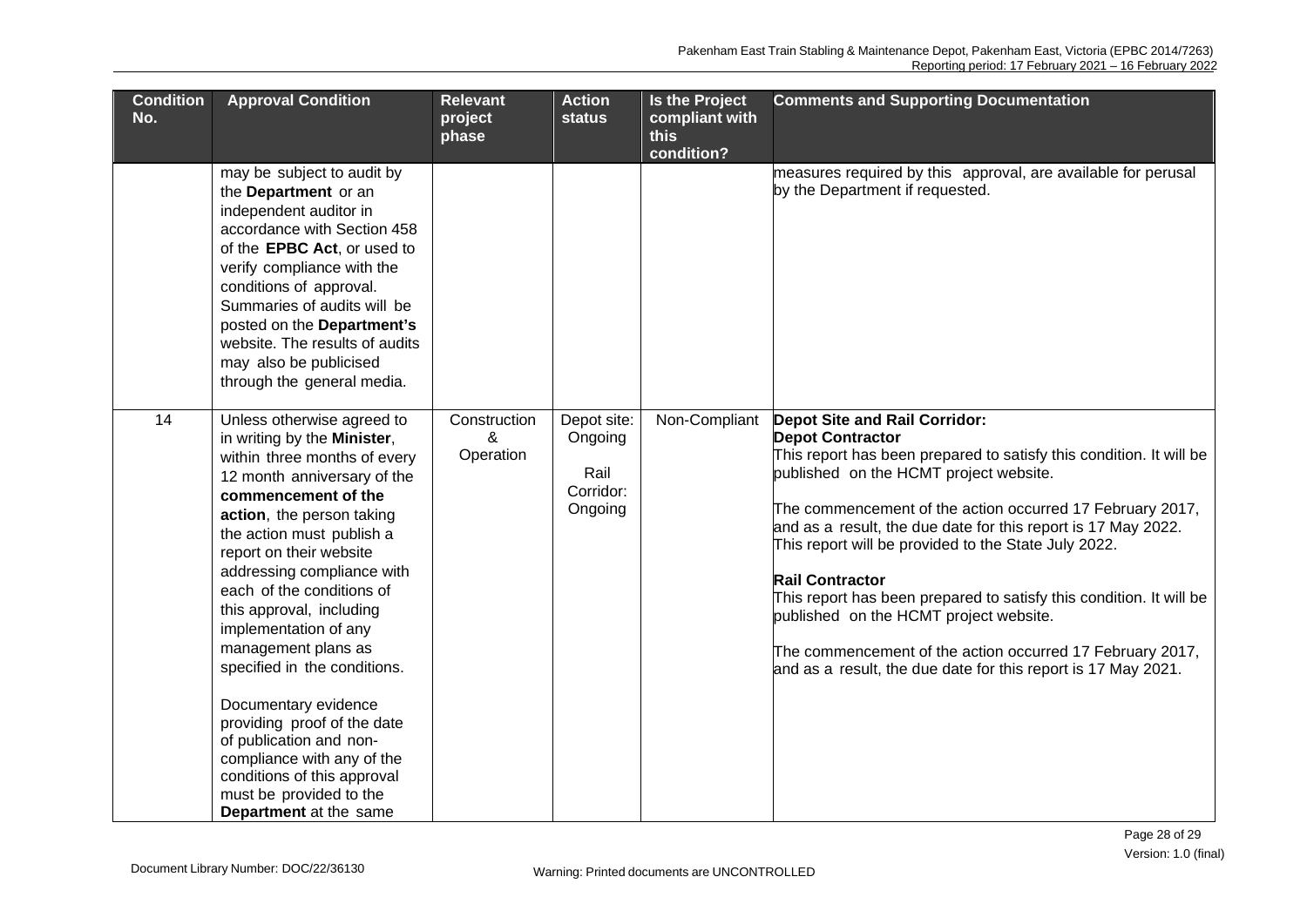| Condition No. | Approval Condition | Relevant project phase | Action status | Is the Project compliant with this condition? | Comments and Supporting Documentation |
|---|---|---|---|---|---|
| | may be subject to audit by the **Department** or an independent auditor in accordance with Section 458 of the **EPBC Act**, or used to verify compliance with the conditions of approval. Summaries of audits will be posted on the **Department's** website. The results of audits may also be publicised through the general media. | | | | measures required by this approval, are available for perusal by the Department if requested. |
| 14 | Unless otherwise agreed to in writing by the **Minister**, within three months of every 12 month anniversary of the **commencement of the action**, the person taking the action must publish a report on their website addressing compliance with each of the conditions of this approval, including implementation of any management plans as specified in the conditions.<br><br>Documentary evidence providing proof of the date of publication and non-compliance with any of the conditions of this approval must be provided to the **Department** at the same | Construction & Operation | Depot site: Ongoing<br><br>Rail Corridor: Ongoing | Non-Compliant | **Depot Site and Rail Corridor:**<br>**Depot Contractor**<br>This report has been prepared to satisfy this condition. It will be published on the HCMT project website.<br><br>The commencement of the action occurred 17 February 2017, and as a result, the due date for this report is 17 May 2022. This report will be provided to the State July 2022.<br><br>**Rail Contractor**<br>This report has been prepared to satisfy this condition. It will be published on the HCMT project website.<br><br>The commencement of the action occurred 17 February 2017, and as a result, the due date for this report is 17 May 2021. |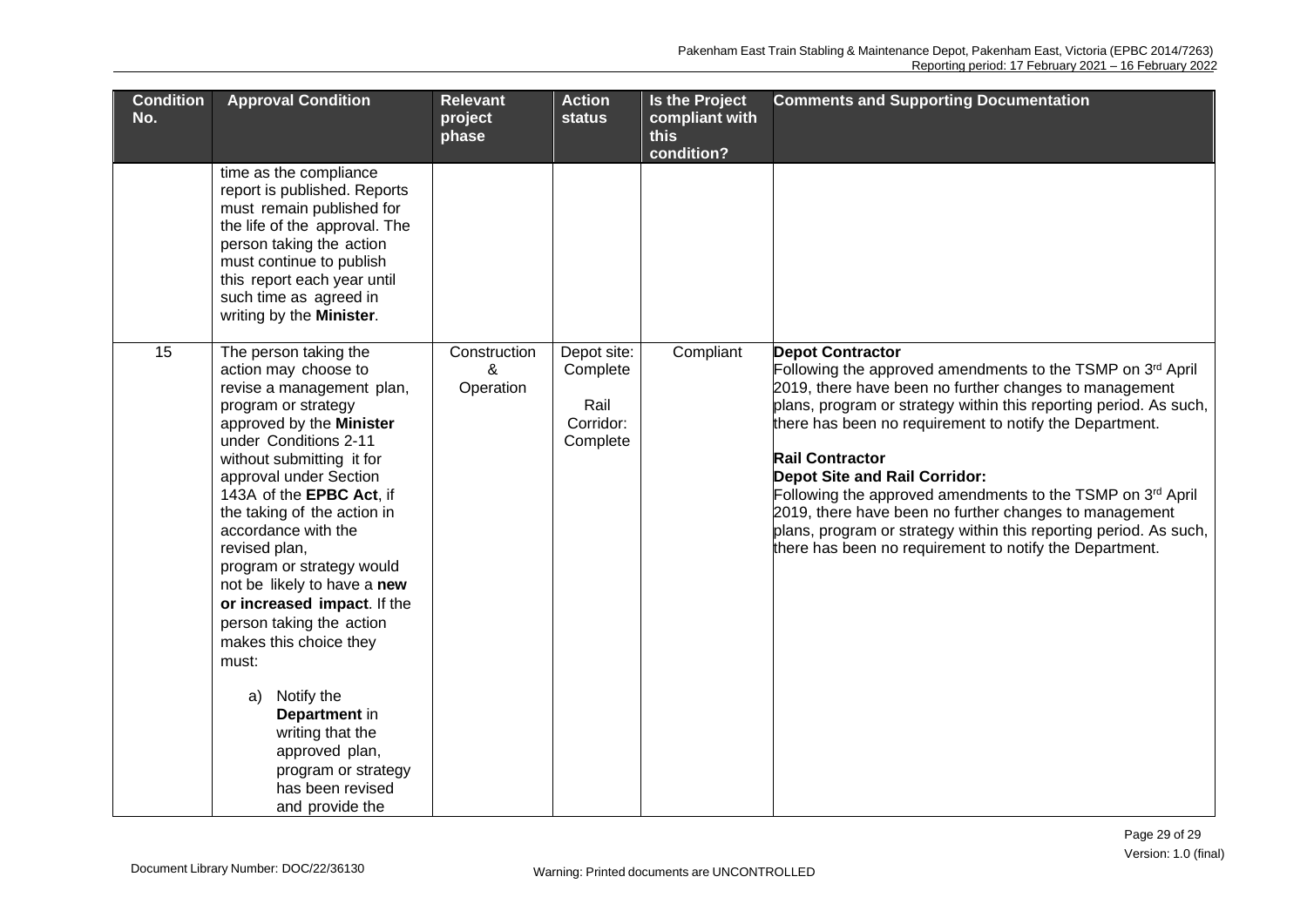| Condition No. | Approval Condition | Relevant project phase | Action status | Is the Project compliant with this condition? | Comments and Supporting Documentation |
|---|---|---|---|---|---|
| | time as the compliance report is published. Reports must remain published for the life of the approval. The person taking the action must continue to publish this report each year until such time as agreed in writing by the **Minister**. | | | | |
| 15 | The person taking the action may choose to revise a management plan, program or strategy approved by the **Minister** under Conditions 2-11 without submitting it for approval under Section 143A of the **EPBC Act**, if the taking of the action in accordance with the revised plan, program or strategy would not be likely to have a **new or increased impact**. If the person taking the action makes this choice they must: <br><br> a) Notify the **Department** in writing that the approved plan, program or strategy has been revised and provide the | Construction & Operation | Depot site: Complete <br><br> Rail Corridor: Complete | Compliant | **Depot Contractor** <br> Following the approved amendments to the TSMP on 3rd April 2019, there have been no further changes to management plans, program or strategy within this reporting period. As such, there has been no requirement to notify the Department. <br><br> **Rail Contractor** <br> **Depot Site and Rail Corridor:** <br> Following the approved amendments to the TSMP on 3rd April 2019, there have been no further changes to management plans, program or strategy within this reporting period. As such, there has been no requirement to notify the Department. |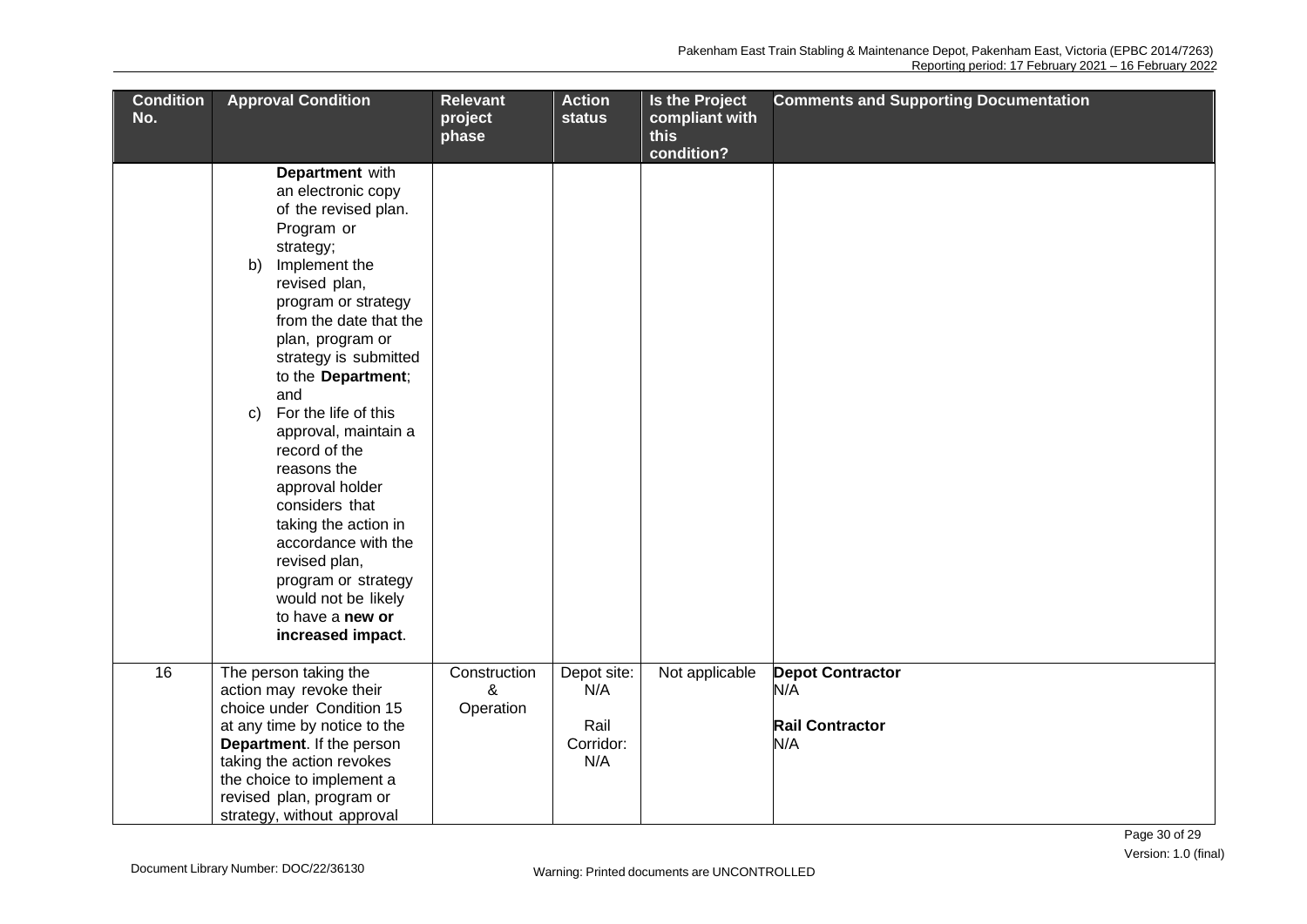| Condition No. | Approval Condition | Relevant project phase | Action status | Is the Project compliant with this condition? | Comments and Supporting Documentation |
|---|---|---|---|---|---|
| | **Department** with an electronic copy of the revised plan. Program or strategy;<br>b) Implement the revised plan, program or strategy from the date that the plan, program or strategy is submitted to the **Department**; and<br>c) For the life of this approval, maintain a record of the reasons the approval holder considers that taking the action in accordance with the revised plan, program or strategy would not be likely to have a **new or increased impact**. | | | | |
| 16 | The person taking the action may revoke their choice under Condition 15 at any time by notice to the **Department**. If the person taking the action revokes the choice to implement a revised plan, program or strategy, without approval | Construction & Operation | Depot site: N/A<br><br>Rail Corridor: N/A | Not applicable | **Depot Contractor**<br>N/A<br><br>**Rail Contractor**<br>N/A |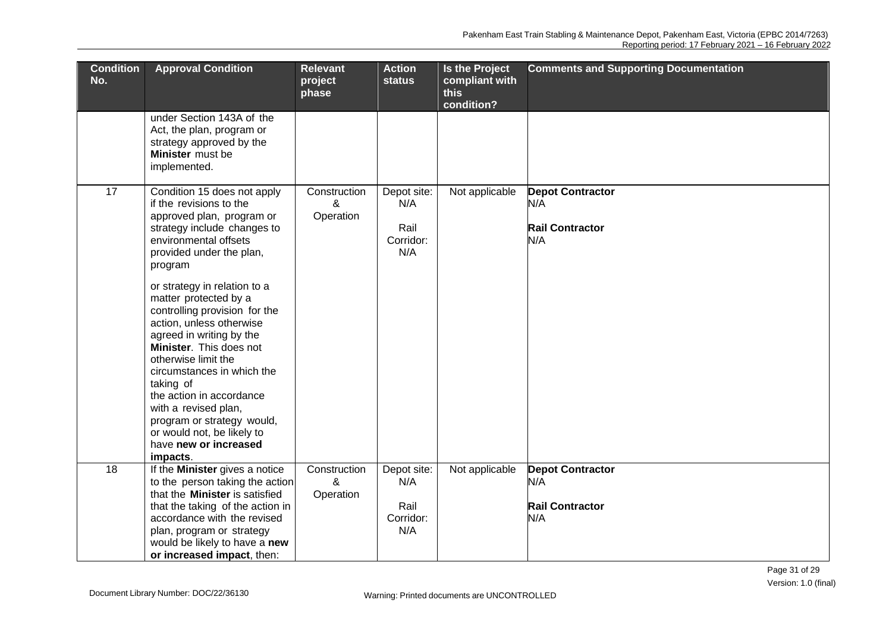| Condition No. | Approval Condition | Relevant project phase | Action status | Is the Project compliant with this condition? | Comments and Supporting Documentation |
|---|---|---|---|---|---|
| | under Section 143A of the Act, the plan, program or strategy approved by the **Minister** must be implemented. | | | | |
| 17 | Condition 15 does not apply if the revisions to the approved plan, program or strategy include changes to environmental offsets provided under the plan, program or strategy in relation to a matter protected by a controlling provision for the action, unless otherwise agreed in writing by the **Minister**. This does not otherwise limit the circumstances in which the taking of the action in accordance with a revised plan, program or strategy would, or would not, be likely to have **new or increased impacts**. | Construction & Operation | Depot site: N/A<br><br>Rail Corridor: N/A | Not applicable | **Depot Contractor**<br>N/A<br><br>**Rail Contractor**<br>N/A |
| 18 | If the **Minister** gives a notice to the person taking the action that the **Minister** is satisfied that the taking of the action in accordance with the revised plan, program or strategy would be likely to have a **new or increased impact**, then: | Construction & Operation | Depot site: N/A<br><br>Rail Corridor: N/A | Not applicable | **Depot Contractor**<br>N/A<br><br>**Rail Contractor**<br>N/A |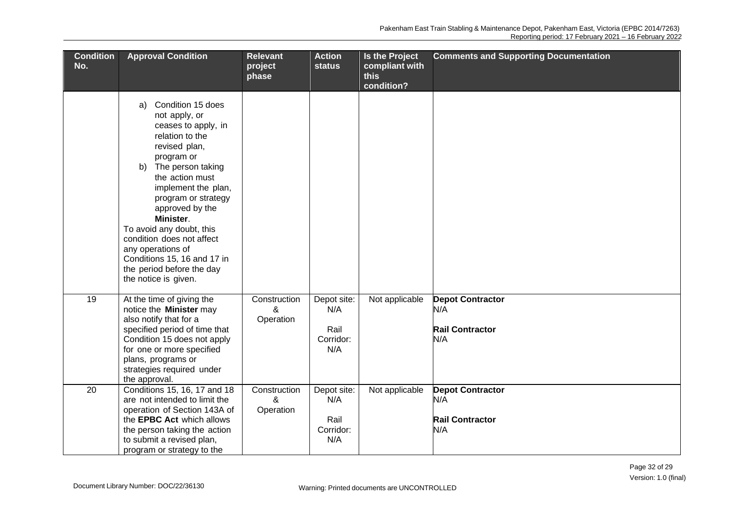| Condition No. | Approval Condition | Relevant project phase | Action status | Is the Project compliant with this condition? | Comments and Supporting Documentation |
|---|---|---|---|---|---|
| | a) Condition 15 does not apply, or ceases to apply, in relation to the revised plan, program or<br>b) The person taking the action must implement the plan, program or strategy approved by the **Minister**.<br>To avoid any doubt, this condition does not affect any operations of Conditions 15, 16 and 17 in the period before the day the notice is given. | | | | |
| 19 | At the time of giving the notice the **Minister** may also notify that for a specified period of time that Condition 15 does not apply for one or more specified plans, programs or strategies required under the approval. | Construction & Operation | Depot site: N/A<br><br>Rail Corridor: N/A | Not applicable | **Depot Contractor**<br>N/A<br><br>**Rail Contractor**<br>N/A |
| 20 | Conditions 15, 16, 17 and 18 are not intended to limit the operation of Section 143A of the **EPBC Act** which allows the person taking the action to submit a revised plan, program or strategy to the | Construction & Operation | Depot site: N/A<br><br>Rail Corridor: N/A | Not applicable | **Depot Contractor**<br>N/A<br><br>**Rail Contractor**<br>N/A |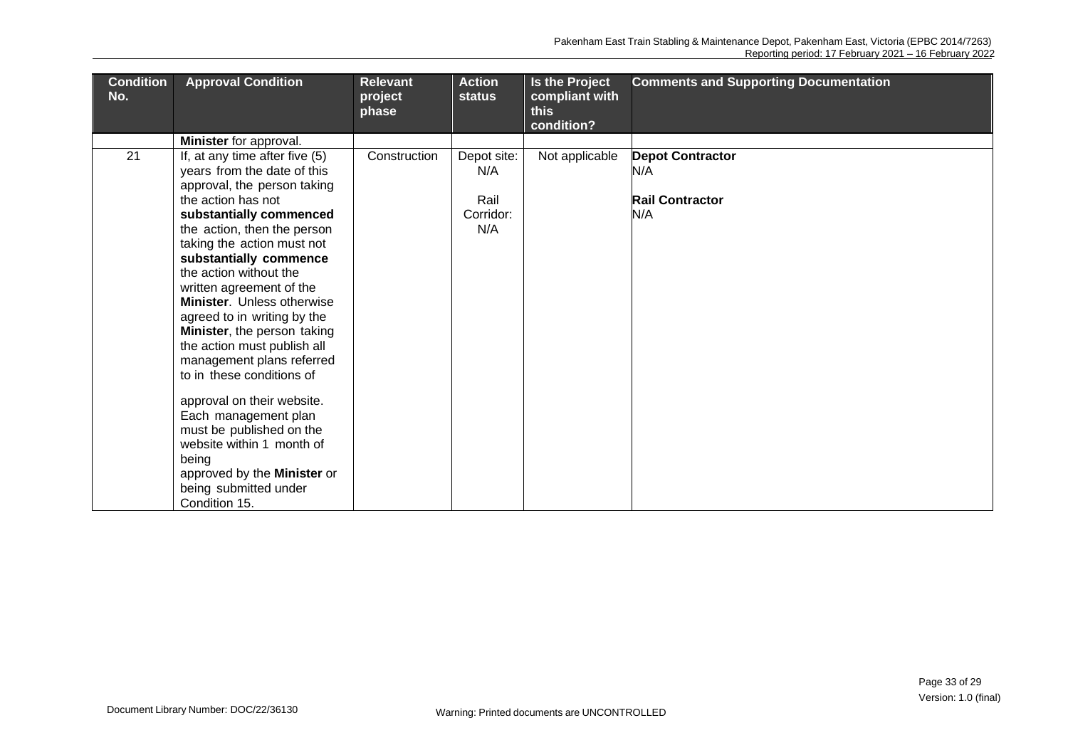| Condition No. | Approval Condition | Relevant project phase | Action status | Is the Project compliant with this condition? | Comments and Supporting Documentation |
|---|---|---|---|---|---|
| | **Minister** for approval. | | | | |
| 21 | If, at any time after five (5) years from the date of this approval, the person taking the action has not **substantially commenced** the action, then the person taking the action must not **substantially commence** the action without the written agreement of the **Minister**. Unless otherwise agreed to in writing by the **Minister**, the person taking the action must publish all management plans referred to in these conditions of approval on their website. Each management plan must be published on the website within 1 month of being approved by the **Minister** or being submitted under Condition 15. | Construction | Depot site: N/A<br><br>Rail Corridor: N/A | Not applicable | **Depot Contractor**<br>N/A<br><br>**Rail Contractor**<br>N/A |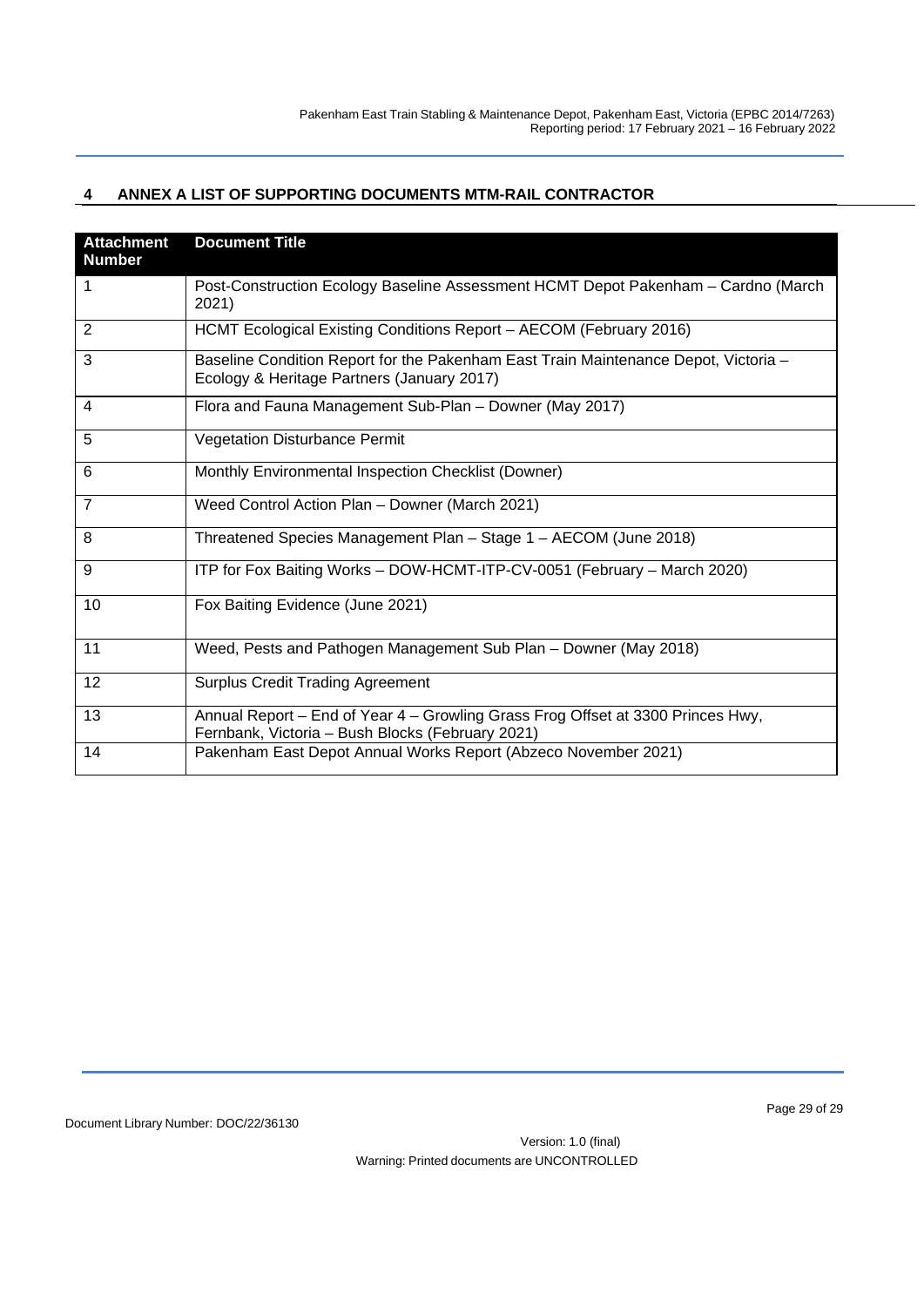## 4 ANNEX A LIST OF SUPPORTING DOCUMENTS MTM-RAIL CONTRACTOR

| Attachment Number | Document Title |
|---|---|
| 1 | Post-Construction Ecology Baseline Assessment HCMT Depot Pakenham – Cardno (March 2021) |
| 2 | HCMT Ecological Existing Conditions Report – AECOM (February 2016) |
| 3 | Baseline Condition Report for the Pakenham East Train Maintenance Depot, Victoria – Ecology & Heritage Partners (January 2017) |
| 4 | Flora and Fauna Management Sub-Plan – Downer (May 2017) |
| 5 | Vegetation Disturbance Permit |
| 6 | Monthly Environmental Inspection Checklist (Downer) |
| 7 | Weed Control Action Plan – Downer (March 2021) |
| 8 | Threatened Species Management Plan – Stage 1 – AECOM (June 2018) |
| 9 | ITP for Fox Baiting Works – DOW-HCMT-ITP-CV-0051 (February – March 2020) |
| 10 | Fox Baiting Evidence (June 2021) |
| 11 | Weed, Pests and Pathogen Management Sub Plan – Downer (May 2018) |
| 12 | Surplus Credit Trading Agreement |
| 13 | Annual Report – End of Year 4 – Growling Grass Frog Offset at 3300 Princes Hwy, Fernbank, Victoria – Bush Blocks (February 2021) |
| 14 | Pakenham East Depot Annual Works Report (Abzeco November 2021) |